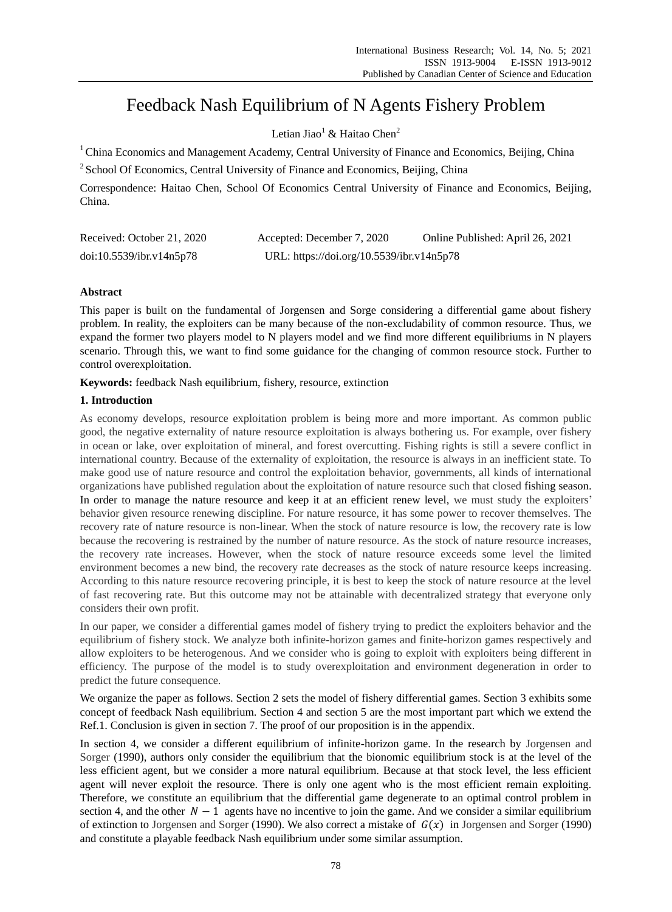# Feedback Nash Equilibrium of N Agents Fishery Problem

Letian Jiao[1] & Haitao Chen[2]

[1] China Economics and Management Academy, Central University of Finance and Economics, Beijing, China

[2] School Of Economics, Central University of Finance and Economics, Beijing, China

Correspondence: Haitao Chen, School Of Economics Central University of Finance and Economics, Beijing, China.

Received: October 21, 2020 Accepted: December 7, 2020 Online Published: April 26, 2021

doi:10.5539/ibr.v14n5p78 URL: https://doi.org/10.5539/ibr.v14n5p78

## Abstract

This paper is built on the fundamental of Jorgensen and Sorge considering a differential game about fishery problem. In reality, the exploiters can be many because of the non-excludability of common resource. Thus, we expand the former two players model to N players model and we find more different equilibriums in N players scenario. Through this, we want to find some guidance for the changing of common resource stock. Further to control overexploitation.

**Keywords:** feedback Nash equilibrium, fishery, resource, extinction

## 1. Introduction

As economy develops, resource exploitation problem is being more and more important. As common public good, the negative externality of nature resource exploitation is always bothering us. For example, over fishery in ocean or lake, over exploitation of mineral, and forest overcutting. Fishing rights is still a severe conflict in international country. Because of the externality of exploitation, the resource is always in an inefficient state. To make good use of nature resource and control the exploitation behavior, governments, all kinds of international organizations have published regulation about the exploitation of nature resource such that closed fishing season. In order to manage the nature resource and keep it at an efficient renew level, we must study the exploiters' behavior given resource renewing discipline. For nature resource, it has some power to recover themselves. The recovery rate of nature resource is non-linear. When the stock of nature resource is low, the recovery rate is low because the recovering is restrained by the number of nature resource. As the stock of nature resource increases, the recovery rate increases. However, when the stock of nature resource exceeds some level the limited environment becomes a new bind, the recovery rate decreases as the stock of nature resource keeps increasing. According to this nature resource recovering principle, it is best to keep the stock of nature resource at the level of fast recovering rate. But this outcome may not be attainable with decentralized strategy that everyone only considers their own profit.

In our paper, we consider a differential games model of fishery trying to predict the exploiters behavior and the equilibrium of fishery stock. We analyze both infinite-horizon games and finite-horizon games respectively and allow exploiters to be heterogenous. And we consider who is going to exploit with exploiters being different in efficiency. The purpose of the model is to study overexploitation and environment degeneration in order to predict the future consequence.

We organize the paper as follows. Section 2 sets the model of fishery differential games. Section 3 exhibits some concept of feedback Nash equilibrium. Section 4 and section 5 are the most important part which we extend the Ref.1. Conclusion is given in section 7. The proof of our proposition is in the appendix.

In section 4, we consider a different equilibrium of infinite-horizon game. In the research by Jorgensen and Sorger (1990), authors only consider the equilibrium that the bionomic equilibrium stock is at the level of the less efficient agent, but we consider a more natural equilibrium. Because at that stock level, the less efficient agent will never exploit the resource. There is only one agent who is the most efficient remain exploiting. Therefore, we constitute an equilibrium that the differential game degenerate to an optimal control problem in section 4, and the other $N-1$ agents have no incentive to join the game. And we consider a similar equilibrium of extinction to Jorgensen and Sorger (1990). We also correct a mistake of $G(x)$ in Jorgensen and Sorger (1990) and constitute a playable feedback Nash equilibrium under some similar assumption.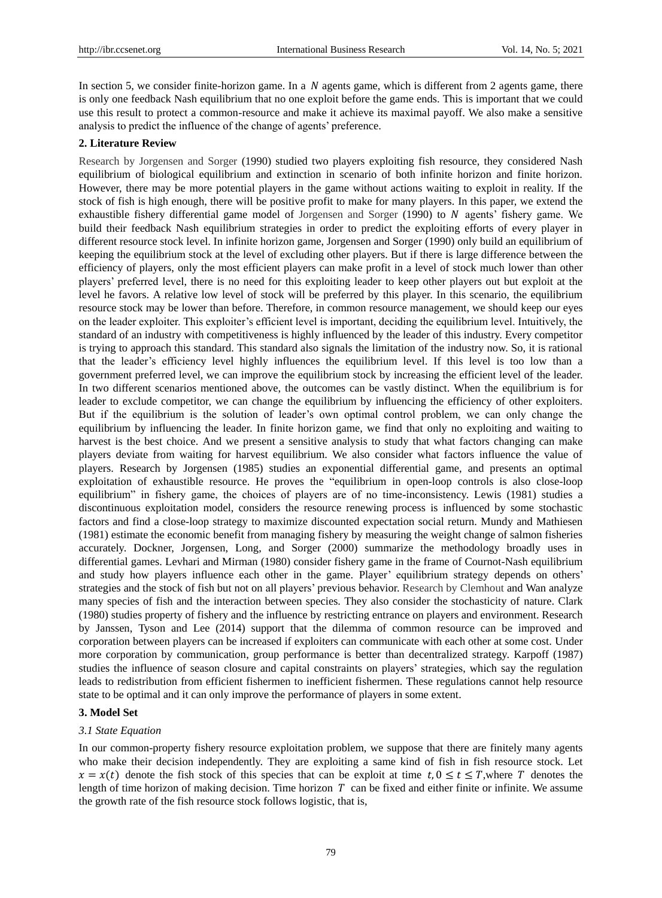In section 5, we consider finite-horizon game. In a $N$ agents game, which is different from 2 agents game, there is only one feedback Nash equilibrium that no one exploit before the game ends. This is important that we could use this result to protect a common-resource and make it achieve its maximal payoff. We also make a sensitive analysis to predict the influence of the change of agents' preference.

## 2. Literature Review

Research by Jorgensen and Sorger (1990) studied two players exploiting fish resource, they considered Nash equilibrium of biological equilibrium and extinction in scenario of both infinite horizon and finite horizon. However, there may be more potential players in the game without actions waiting to exploit in reality. If the stock of fish is high enough, there will be positive profit to make for many players. In this paper, we extend the exhaustible fishery differential game model of Jorgensen and Sorger (1990) to $N$ agents' fishery game. We build their feedback Nash equilibrium strategies in order to predict the exploiting efforts of every player in different resource stock level. In infinite horizon game, Jorgensen and Sorger (1990) only build an equilibrium of keeping the equilibrium stock at the level of excluding other players. But if there is large difference between the efficiency of players, only the most efficient players can make profit in a level of stock much lower than other players' preferred level, there is no need for this exploiting leader to keep other players out but exploit at the level he favors. A relative low level of stock will be preferred by this player. In this scenario, the equilibrium resource stock may be lower than before. Therefore, in common resource management, we should keep our eyes on the leader exploiter. This exploiter's efficient level is important, deciding the equilibrium level. Intuitively, the standard of an industry with competitiveness is highly influenced by the leader of this industry. Every competitor is trying to approach this standard. This standard also signals the limitation of the industry now. So, it is rational that the leader's efficiency level highly influences the equilibrium level. If this level is too low than a government preferred level, we can improve the equilibrium stock by increasing the efficient level of the leader. In two different scenarios mentioned above, the outcomes can be vastly distinct. When the equilibrium is for leader to exclude competitor, we can change the equilibrium by influencing the efficiency of other exploiters. But if the equilibrium is the solution of leader's own optimal control problem, we can only change the equilibrium by influencing the leader. In finite horizon game, we find that only no exploiting and waiting to harvest is the best choice. And we present a sensitive analysis to study that what factors changing can make players deviate from waiting for harvest equilibrium. We also consider what factors influence the value of players. Research by Jorgensen (1985) studies an exponential differential game, and presents an optimal exploitation of exhaustible resource. He proves the "equilibrium in open-loop controls is also close-loop equilibrium" in fishery game, the choices of players are of no time-inconsistency. Lewis (1981) studies a discontinuous exploitation model, considers the resource renewing process is influenced by some stochastic factors and find a close-loop strategy to maximize discounted expectation social return. Mundy and Mathiesen (1981) estimate the economic benefit from managing fishery by measuring the weight change of salmon fisheries accurately. Dockner, Jorgensen, Long, and Sorger (2000) summarize the methodology broadly uses in differential games. Levhari and Mirman (1980) consider fishery game in the frame of Cournot-Nash equilibrium and study how players influence each other in the game. Player' equilibrium strategy depends on others' strategies and the stock of fish but not on all players' previous behavior. Research by Clemhout and Wan analyze many species of fish and the interaction between species. They also consider the stochasticity of nature. Clark (1980) studies property of fishery and the influence by restricting entrance on players and environment. Research by Janssen, Tyson and Lee (2014) support that the dilemma of common resource can be improved and corporation between players can be increased if exploiters can communicate with each other at some cost. Under more corporation by communication, group performance is better than decentralized strategy. Karpoff (1987) studies the influence of season closure and capital constraints on players' strategies, which say the regulation leads to redistribution from efficient fishermen to inefficient fishermen. These regulations cannot help resource state to be optimal and it can only improve the performance of players in some extent.

## 3. Model Set

### *3.1 State Equation*

In our common-property fishery resource exploitation problem, we suppose that there are finitely many agents who make their decision independently. They are exploiting a same kind of fish in fish resource stock. Let $x = x(t)$ denote the fish stock of this species that can be exploit at time $t, 0 \leq t \leq T$,where $T$ denotes the length of time horizon of making decision. Time horizon $T$ can be fixed and either finite or infinite. We assume the growth rate of the fish resource stock follows logistic, that is,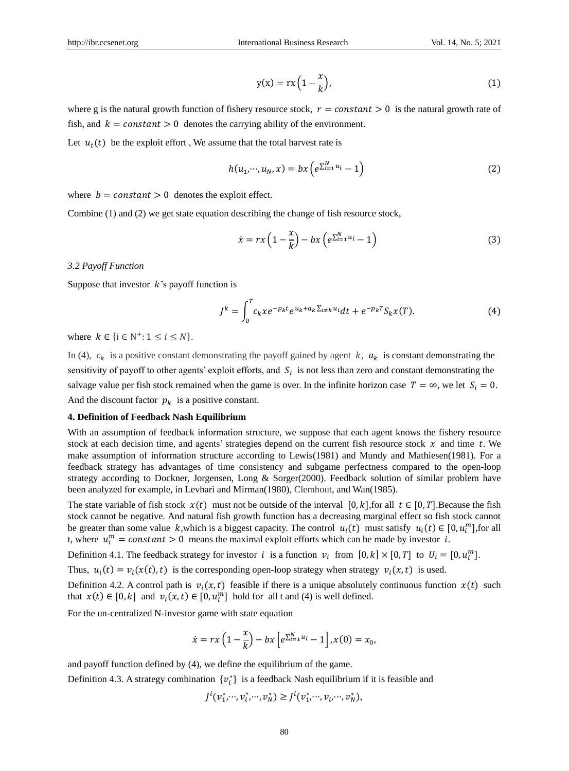$$y(x) = rx\left(1 - \frac{x}{k}\right), \tag{1}$$

where g is the natural growth function of fishery resource stock, $r = constant > 0$ is the natural growth rate of fish, and $k = constant > 0$ denotes the carrying ability of the environment.

Let $u_t(t)$ be the exploit effort , We assume that the total harvest rate is

$$h(u_1,\cdots,u_N,x) = bx\left(e^{\sum_{i=1}^{N} u_i} - 1\right) \tag{2}$$

where $b = constant > 0$ denotes the exploit effect.

Combine (1) and (2) we get state equation describing the change of fish resource stock,

$$\dot{x} = rx\left(1 - \frac{x}{k}\right) - bx\left(e^{\sum_{i=1}^{N} u_i} - 1\right) \tag{3}$$

*3.2 Payoff Function*

Suppose that investor $k$'s payoff function is

$$J^k = \int_0^T c_k x e^{-p_k t} e^{u_k + a_k \sum_{i \neq k} u_i} dt + e^{-p_k T} S_k x(T). \tag{4}$$

where $k \in \{i \in N^+ : 1 \leq i \leq N\}$.

In (4), $c_k$ is a positive constant demonstrating the payoff gained by agent $k$, $a_k$ is constant demonstrating the sensitivity of payoff to other agents' exploit efforts, and $S_i$ is not less than zero and constant demonstrating the salvage value per fish stock remained when the game is over. In the infinite horizon case $T = \infty$, we let $S_i = 0$. And the discount factor $p_k$ is a positive constant.

## 4. Definition of Feedback Nash Equilibrium

With an assumption of feedback information structure, we suppose that each agent knows the fishery resource stock at each decision time, and agents' strategies depend on the current fish resource stock $x$ and time $t$. We make assumption of information structure according to Lewis(1981) and Mundy and Mathiesen(1981). For a feedback strategy has advantages of time consistency and subgame perfectness compared to the open-loop strategy according to Dockner, Jorgensen, Long & Sorger(2000). Feedback solution of similar problem have been analyzed for example, in Levhari and Mirman(1980), Clemhout, and Wan(1985).

The state variable of fish stock $x(t)$ must not be outside of the interval $[0, k]$,for all $t \in [0, T]$.Because the fish stock cannot be negative. And natural fish growth function has a decreasing marginal effect so fish stock cannot be greater than some value $k$,which is a biggest capacity. The control $u_i(t)$ must satisfy $u_i(t) \in [0, u_i^m]$,for all t, where $u_i^m = constant > 0$ means the maximal exploit efforts which can be made by investor $i$.

Definition 4.1. The feedback strategy for investor $i$ is a function $v_i$ from $[0, k] \times [0, T]$ to $U_i = [0, u_i^m]$.

Thus, $u_i(t) = v_i(x(t), t)$ is the corresponding open-loop strategy when strategy $v_i(x, t)$ is used.

Definition 4.2. A control path is $v_i(x, t)$ feasible if there is a unique absolutely continuous function $x(t)$ such that $x(t) \in [0, k]$ and $v_i(x, t) \in [0, u_i^m]$ hold for all t and (4) is well defined.

For the un-centralized N-investor game with state equation

$$\dot{x} = rx\left(1 - \frac{x}{k}\right) - bx\left[e^{\sum_{i=1}^{N} u_i} - 1\right], x(0) = x_0,$$

and payoff function defined by (4), we define the equilibrium of the game.

Definition 4.3. A strategy combination $\{v_i^*\}$ is a feedback Nash equilibrium if it is feasible and

$$J^i(v_1^*,\cdots,v_i^*,\cdots,v_N^*) \geq J^i(v_1^*,\cdots,v_i,\cdots,v_N^*),$$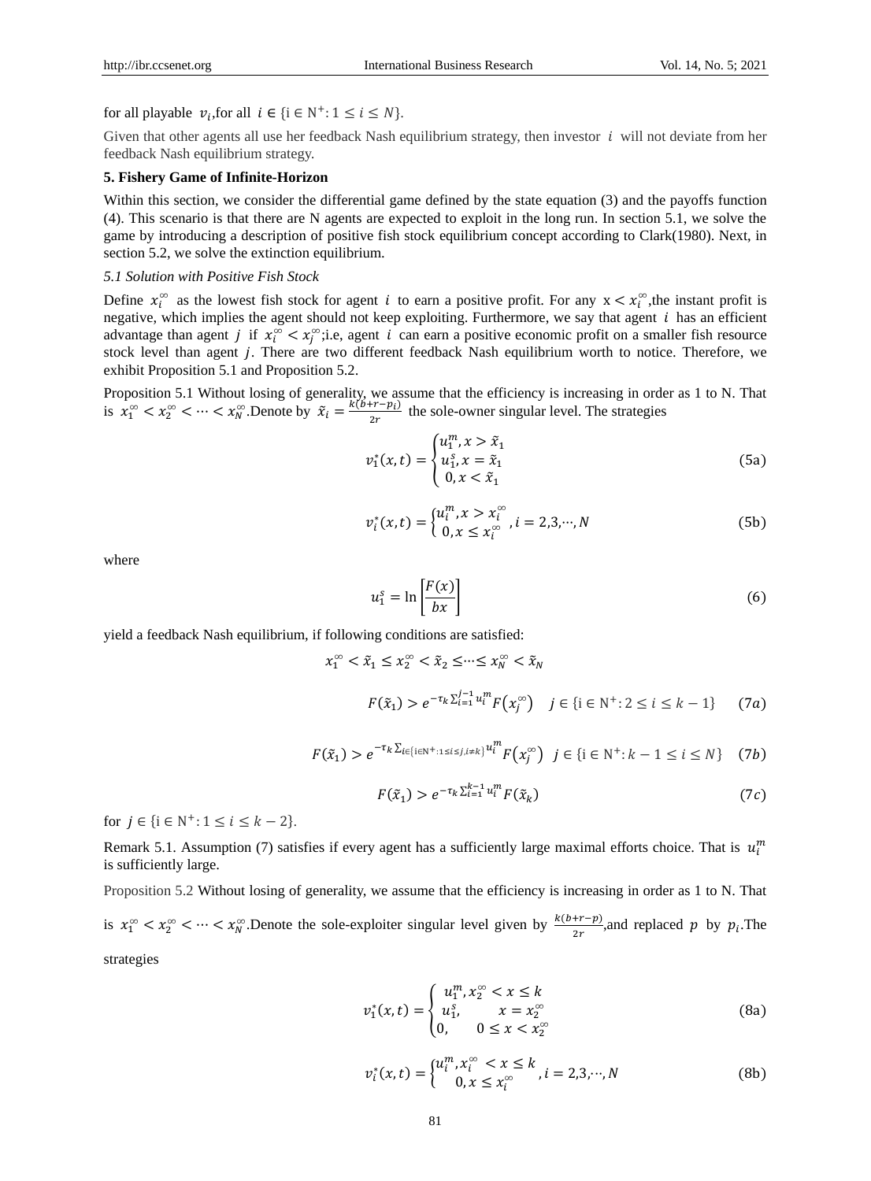for all playable $v_i$,for all $i \in \{\mathrm{i} \in \mathrm{N}^+ : 1 \le i \le N\}$.

Given that other agents all use her feedback Nash equilibrium strategy, then investor $i$ will not deviate from her feedback Nash equilibrium strategy.

**5. Fishery Game of Infinite-Horizon**

Within this section, we consider the differential game defined by the state equation (3) and the payoffs function (4). This scenario is that there are N agents are expected to exploit in the long run. In section 5.1, we solve the game by introducing a description of positive fish stock equilibrium concept according to Clark(1980). Next, in section 5.2, we solve the extinction equilibrium.

*5.1 Solution with Positive Fish Stock*

Define $x_i^\infty$ as the lowest fish stock for agent $i$ to earn a positive profit. For any $\mathrm{x} < x_i^\infty$,the instant profit is negative, which implies the agent should not keep exploiting. Furthermore, we say that agent $i$ has an efficient advantage than agent $j$ if $x_i^\infty < x_j^\infty$;i.e, agent $i$ can earn a positive economic profit on a smaller fish resource stock level than agent $j$. There are two different feedback Nash equilibrium worth to notice. Therefore, we exhibit Proposition 5.1 and Proposition 5.2.

Proposition 5.1 Without losing of generality, we assume that the efficiency is increasing in order as 1 to N. That is $x_1^\infty < x_2^\infty < \cdots < x_N^\infty$.Denote by $\tilde{x}_i = \frac{k(b+r-p_i)}{2r}$ the sole-owner singular level. The strategies

$$v_1^*(x,t) = \begin{cases} u_1^m, x > \tilde{x}_1 \\ u_1^s, x = \tilde{x}_1 \\ 0, x < \tilde{x}_1 \end{cases} \tag{5a}$$

$$v_i^*(x,t) = \begin{cases} u_i^m, x > x_i^\infty \\ 0, x \le x_i^\infty \end{cases}, i = 2,3,\cdots,N \tag{5b}$$

where

$$u_1^s = \ln\left[\frac{F(x)}{bx}\right] \tag{6}$$

yield a feedback Nash equilibrium, if following conditions are satisfied:

$$x_1^\infty < \tilde{x}_1 \le x_2^\infty < \tilde{x}_2 \le \cdots \le x_N^\infty < \tilde{x}_N$$

$$F(\tilde{x}_1) > e^{-\tau_k \sum_{i=1}^{j-1} u_i^m} F\left(x_j^\infty\right) \quad j \in \{\mathrm{i} \in \mathrm{N}^+ : 2 \le i \le k-1\} \tag{7a}$$

$$F(\tilde{x}_1) > e^{-\tau_k \sum_{i \in \{\mathrm{i} \in \mathrm{N}^+ : 1 \le i \le j, i \ne k\}} u_i^m} F\left(x_j^\infty\right) \quad j \in \{\mathrm{i} \in \mathrm{N}^+ : k-1 \le i \le N\} \tag{7b}$$

$$F(\tilde{x}_1) > e^{-\tau_k \sum_{i=1}^{k-1} u_i^m} F(\tilde{x}_k) \tag{7c}$$

for $j \in \{\mathrm{i} \in \mathrm{N}^+ : 1 \le i \le k-2\}$.

Remark 5.1. Assumption (7) satisfies if every agent has a sufficiently large maximal efforts choice. That is $u_i^m$ is sufficiently large.

Proposition 5.2 Without losing of generality, we assume that the efficiency is increasing in order as 1 to N. That is $x_1^\infty < x_2^\infty < \cdots < x_N^\infty$.Denote the sole-exploiter singular level given by $\frac{k(b+r-p)}{2r}$,and replaced $p$ by $p_i$.The strategies

$$v_1^*(x,t) = \begin{cases} u_1^m, x_2^\infty < x \le k \\ u_1^s, \quad x = x_2^\infty \\ 0, \quad 0 \le x < x_2^\infty \end{cases} \tag{8a}$$

$$v_i^*(x,t) = \begin{cases} u_i^m, x_i^\infty < x \le k \\ 0, x \le x_i^\infty \end{cases}, i = 2,3,\cdots,N \tag{8b}$$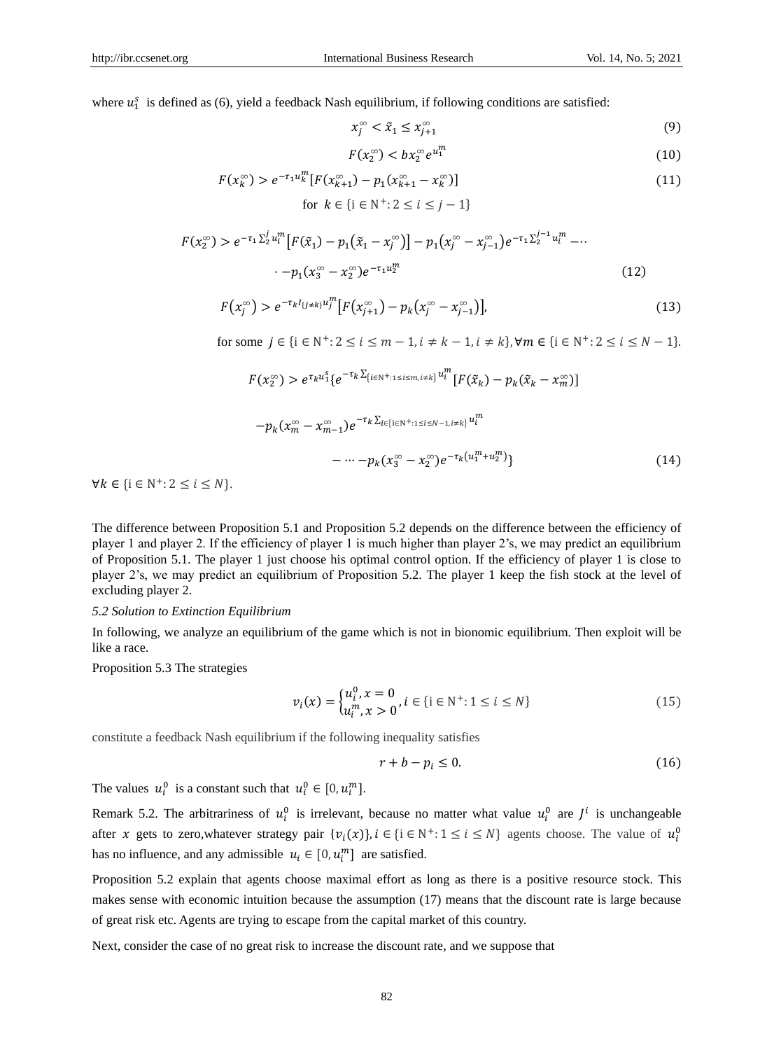where $u_1^s$ is defined as (6), yield a feedback Nash equilibrium, if following conditions are satisfied:

$$x_j^\infty < \tilde{x}_1 \leq x_{j+1}^\infty \tag{9}$$

$$F(x_2^\infty) < b x_2^\infty e^{u_1^m} \tag{10}$$

$$F(x_k^\infty) > e^{-\tau_1 u_k^m}[F(x_{k+1}^\infty) - p_1(x_{k+1}^\infty - x_k^\infty)] \tag{11}$$

for $k \in \{i \in \mathrm{N}^+ : 2 \leq i \leq j-1\}$

$$F(x_2^\infty) > e^{-\tau_1 \Sigma_2^j u_i^m}\left[F(\tilde{x}_1) - p_1(\tilde{x}_1 - x_j^\infty)\right] - p_1(x_j^\infty - x_{j-1}^\infty)e^{-\tau_1 \Sigma_2^{j-1} u_i^m} - \cdots$$

$$\cdots - p_1(x_3^\infty - x_2^\infty)e^{-\tau_1 u_2^m} \tag{12}$$

$$F(x_j^\infty) > e^{-\tau_k I_{\{j \neq k\}} u_j^m}\left[F(x_{j+1}^\infty) - p_k(x_j^\infty - x_{j-1}^\infty)\right], \tag{13}$$

for some $j \in \{i \in \mathrm{N}^+ : 2 \leq i \leq m-1, i \neq k-1, i \neq k\}, \forall m \in \{i \in \mathrm{N}^+ : 2 \leq i \leq N-1\}$.

$$F(x_2^\infty) > e^{\tau_k u_1^s}\{e^{-\tau_k \sum_{\{i \in \mathrm{N}^+ : 1 \leq i \leq m, i \neq k\}} u_i^m}[F(\tilde{x}_k) - p_k(\tilde{x}_k - x_m^\infty)]$$

$$-p_k(x_m^\infty - x_{m-1}^\infty)e^{-\tau_k \sum_{i \in \{i \in \mathrm{N}^+ : 1 \leq i \leq N-1, i \neq k\}} u_i^m}$$

$$- \cdots - p_k(x_3^\infty - x_2^\infty)e^{-\tau_k(u_1^m + u_2^m)}\} \tag{14}$$

$\forall k \in \{i \in \mathrm{N}^+ : 2 \leq i \leq N\}$.

The difference between Proposition 5.1 and Proposition 5.2 depends on the difference between the efficiency of player 1 and player 2. If the efficiency of player 1 is much higher than player 2's, we may predict an equilibrium of Proposition 5.1. The player 1 just choose his optimal control option. If the efficiency of player 1 is close to player 2's, we may predict an equilibrium of Proposition 5.2. The player 1 keep the fish stock at the level of excluding player 2.

*5.2 Solution to Extinction Equilibrium*

In following, we analyze an equilibrium of the game which is not in bionomic equilibrium. Then exploit will be like a race.

Proposition 5.3 The strategies

$$v_i(x) = \begin{cases} u_i^0, x = 0 \\ u_i^m, x > 0 \end{cases}, i \in \{i \in \mathrm{N}^+ : 1 \leq i \leq N\} \tag{15}$$

constitute a feedback Nash equilibrium if the following inequality satisfies

$$r + b - p_i \leq 0. \tag{16}$$

The values $u_i^0$ is a constant such that $u_i^0 \in [0, u_i^m]$.

Remark 5.2. The arbitrariness of $u_i^0$ is irrelevant, because no matter what value $u_i^0$ are $J^i$ is unchangeable after $x$ gets to zero,whatever strategy pair $\{v_i(x)\}, i \in \{i \in \mathrm{N}^+ : 1 \leq i \leq N\}$ agents choose. The value of $u_i^0$ has no influence, and any admissible $u_i \in [0, u_i^m]$ are satisfied.

Proposition 5.2 explain that agents choose maximal effort as long as there is a positive resource stock. This makes sense with economic intuition because the assumption (17) means that the discount rate is large because of great risk etc. Agents are trying to escape from the capital market of this country.

Next, consider the case of no great risk to increase the discount rate, and we suppose that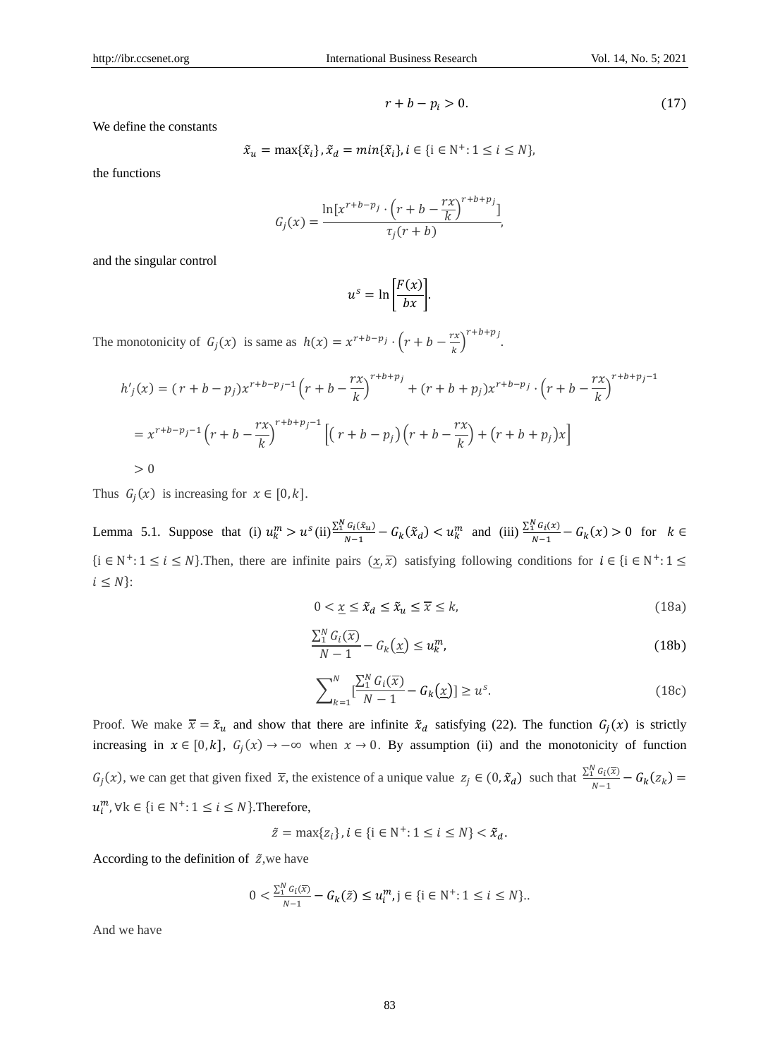$$r + b - p_i > 0. \tag{17}$$

We define the constants

$$\tilde{x}_u = \max\{\tilde{x}_i\}, \tilde{x}_d = min\{\tilde{x}_i\}, i \in \{\mathrm{i} \in \mathrm{N}^+ : 1 \le i \le N\},$$

the functions

$$G_j(x) = \frac{\ln[x^{r+b-p_j} \cdot \left(r + b - \frac{rx}{k}\right)^{r+b+p_j}]}{\tau_j(r+b)},$$

and the singular control

$$u^s = \ln\left[\frac{F(x)}{bx}\right].$$

The monotonicity of $G_j(x)$ is same as $h(x) = x^{r+b-p_j} \cdot \left(r + b - \frac{rx}{k}\right)^{r+b+p_j}$.

$$h'_j(x) = (r + b - p_j)x^{r+b-p_j-1}\left(r + b - \frac{rx}{k}\right)^{r+b+p_j} + (r + b + p_j)x^{r+b-p_j} \cdot \left(r + b - \frac{rx}{k}\right)^{r+b+p_j-1}$$

$$= x^{r+b-p_j-1}\left(r + b - \frac{rx}{k}\right)^{r+b+p_j-1}\left[\left(r + b - p_j\right)\left(r + b - \frac{rx}{k}\right) + \left(r + b + p_j\right)x\right]$$

$$> 0$$

Thus $G_j(x)$ is increasing for $x \in [0, k]$.

Lemma 5.1. Suppose that (i) $u_k^m > u^s$ (ii) $\frac{\sum_1^N G_i(\tilde{x}_u)}{N-1} - G_k(\tilde{x}_d) < u_k^m$ and (iii) $\frac{\sum_1^N G_i(x)}{N-1} - G_k(x) > 0$ for $k \in \{\mathrm{i} \in \mathrm{N}^+ : 1 \le i \le N\}$.Then, there are infinite pairs $(\underline{x}, \overline{x})$ satisfying following conditions for $i \in \{\mathrm{i} \in \mathrm{N}^+ : 1 \le i \le N\}$:

$$0 < \underline{x} \le \tilde{x}_d \le \tilde{x}_u \le \overline{x} \le k, \tag{18a}$$

$$\frac{\sum_1^N G_i(\overline{x})}{N-1} - G_k(\underline{x}) \le u_k^m, \tag{18b}$$

$$\sum_{k=1}^{N}\left[\frac{\sum_1^N G_i(\overline{x})}{N-1} - G_k(\underline{x})\right] \ge u^s. \tag{18c}$$

Proof. We make $\overline{x} = \tilde{x}_u$ and show that there are infinite $\tilde{x}_d$ satisfying (22). The function $G_j(x)$ is strictly increasing in $x \in [0, k]$, $G_j(x) \to -\infty$ when $x \to 0$. By assumption (ii) and the monotonicity of function $G_j(x)$, we can get that given fixed $\overline{x}$, the existence of a unique value $z_j \in (0, \tilde{x}_d)$ such that $\frac{\sum_1^N G_i(\overline{x})}{N-1} - G_k(z_k) = u_i^m, \forall \mathrm{k} \in \{\mathrm{i} \in \mathrm{N}^+ : 1 \le i \le N\}$.Therefore,

$$\tilde{z} = \max\{z_i\}, i \in \{\mathrm{i} \in \mathrm{N}^+ : 1 \le i \le N\} < \tilde{x}_d.$$

According to the definition of $\tilde{z}$,we have

$$0 < \frac{\sum_1^N G_i(\overline{x})}{N-1} - G_k(\tilde{z}) \le u_i^m, \mathrm{j} \in \{\mathrm{i} \in \mathrm{N}^+ : 1 \le i \le N\}..$$

And we have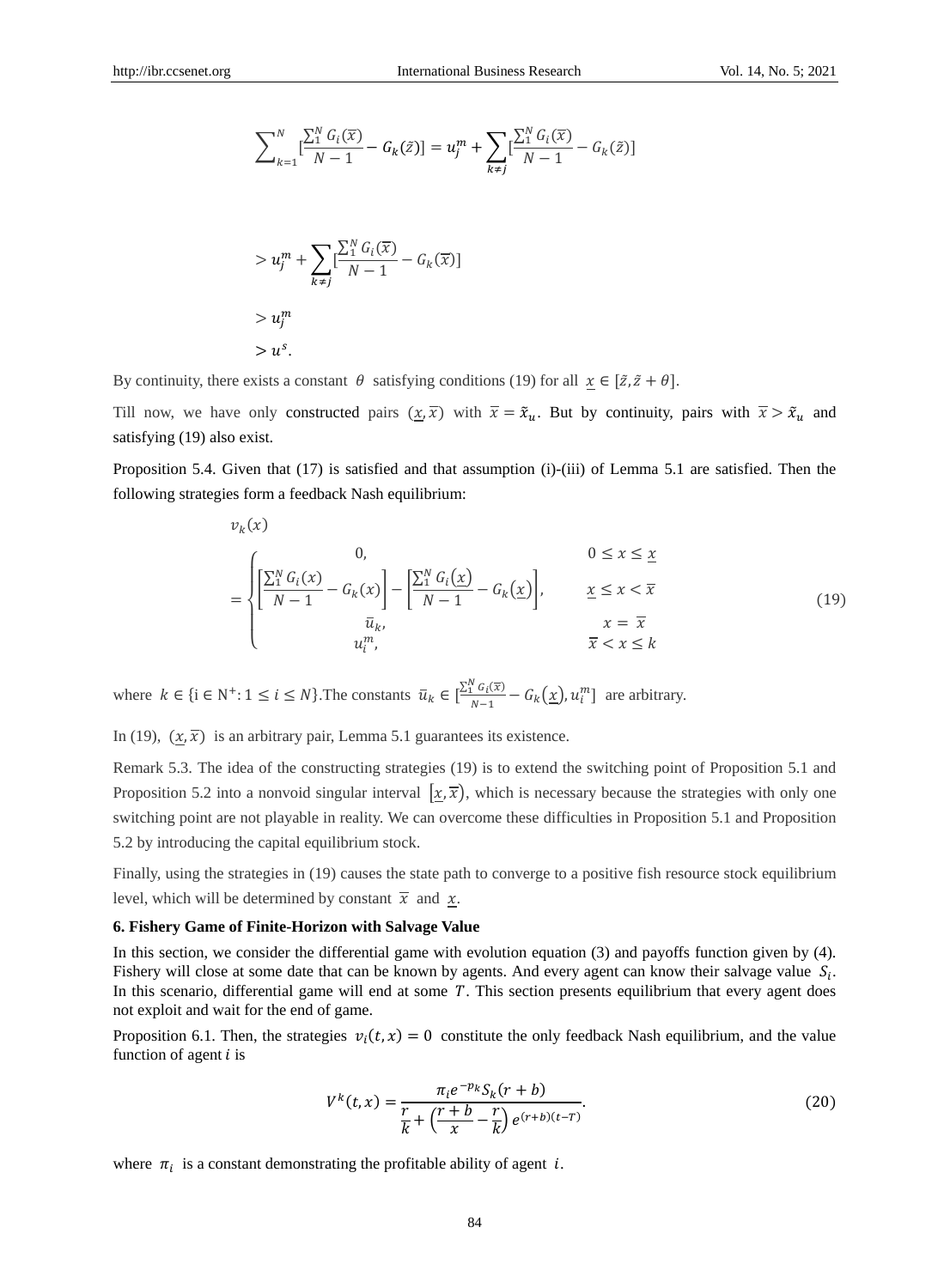$$\sum_{k=1}^{N}\left[\frac{\sum_1^N G_i(\overline{x})}{N-1} - G_k(\tilde{z})\right] = u_j^m + \sum_{k\neq j}\left[\frac{\sum_1^N G_i(\overline{x})}{N-1} - G_k(\tilde{z})\right]$$

$$> u_j^m + \sum_{k\neq j}\left[\frac{\sum_1^N G_i(\overline{x})}{N-1} - G_k(\overline{x})\right]$$

$$> u_j^m$$

$$> u^s.$$

By continuity, there exists a constant $\theta$ satisfying conditions (19) for all $\underline{x} \in [\tilde{z}, \tilde{z}+\theta]$.

Till now, we have only constructed pairs $(\underline{x}, \overline{x})$ with $\overline{x} = \tilde{x}_u$. But by continuity, pairs with $\overline{x} > \tilde{x}_u$ and satisfying (19) also exist.

Proposition 5.4. Given that (17) is satisfied and that assumption (i)-(iii) of Lemma 5.1 are satisfied. Then the following strategies form a feedback Nash equilibrium:

$$v_k(x) = \begin{cases} 0, & 0 \le x \le \underline{x} \\ \left[\frac{\sum_1^N G_i(x)}{N-1} - G_k(x)\right] - \left[\frac{\sum_1^N G_i(\underline{x})}{N-1} - G_k(\underline{x})\right], & \underline{x} \le x < \overline{x} \\ \bar{u}_k, & x = \overline{x} \\ u_i^m, & \overline{x} < x \le k \end{cases} \tag{19}$$

where $k \in \{i \in N^+ : 1 \le i \le N\}$.The constants $\bar{u}_k \in \left[\frac{\sum_1^N G_i(\overline{x})}{N-1} - G_k(\underline{x}), u_i^m\right]$ are arbitrary.

In (19), $(\underline{x}, \overline{x})$ is an arbitrary pair, Lemma 5.1 guarantees its existence.

Remark 5.3. The idea of the constructing strategies (19) is to extend the switching point of Proposition 5.1 and Proposition 5.2 into a nonvoid singular interval $[\underline{x}, \overline{x})$, which is necessary because the strategies with only one switching point are not playable in reality. We can overcome these difficulties in Proposition 5.1 and Proposition 5.2 by introducing the capital equilibrium stock.

Finally, using the strategies in (19) causes the state path to converge to a positive fish resource stock equilibrium level, which will be determined by constant $\overline{x}$ and $\underline{x}$.

## 6. Fishery Game of Finite-Horizon with Salvage Value

In this section, we consider the differential game with evolution equation (3) and payoffs function given by (4). Fishery will close at some date that can be known by agents. And every agent can know their salvage value $S_i$. In this scenario, differential game will end at some $T$. This section presents equilibrium that every agent does not exploit and wait for the end of game.

Proposition 6.1. Then, the strategies $v_i(t, x) = 0$ constitute the only feedback Nash equilibrium, and the value function of agent $i$ is

$$V^k(t,x) = \frac{\pi_i e^{-p_k} S_k (r+b)}{\frac{r}{k} + \left(\frac{r+b}{x} - \frac{r}{k}\right) e^{(r+b)(t-T)}}. \tag{20}$$

where $\pi_i$ is a constant demonstrating the profitable ability of agent $i$.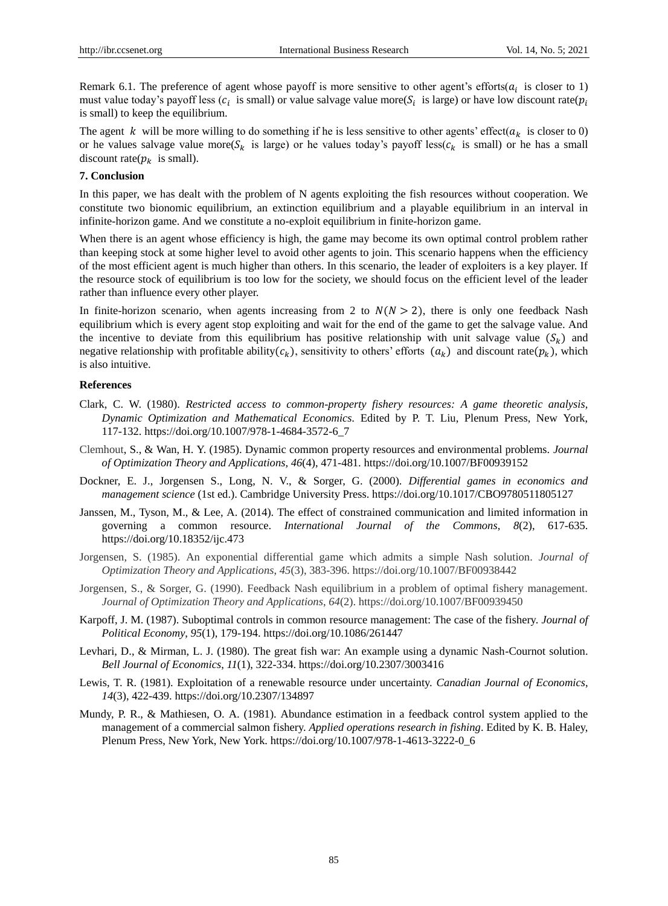Remark 6.1. The preference of agent whose payoff is more sensitive to other agent's efforts($a_i$ is closer to 1) must value today's payoff less ($c_i$ is small) or value salvage value more($S_i$ is large) or have low discount rate($p_i$ is small) to keep the equilibrium.

The agent $k$ will be more willing to do something if he is less sensitive to other agents' effect($a_k$ is closer to 0) or he values salvage value more($S_k$ is large) or he values today's payoff less($c_k$ is small) or he has a small discount rate($p_k$ is small).

## 7. Conclusion

In this paper, we has dealt with the problem of N agents exploiting the fish resources without cooperation. We constitute two bionomic equilibrium, an extinction equilibrium and a playable equilibrium in an interval in infinite-horizon game. And we constitute a no-exploit equilibrium in finite-horizon game.

When there is an agent whose efficiency is high, the game may become its own optimal control problem rather than keeping stock at some higher level to avoid other agents to join. This scenario happens when the efficiency of the most efficient agent is much higher than others. In this scenario, the leader of exploiters is a key player. If the resource stock of equilibrium is too low for the society, we should focus on the efficient level of the leader rather than influence every other player.

In finite-horizon scenario, when agents increasing from 2 to $N (N > 2)$, there is only one feedback Nash equilibrium which is every agent stop exploiting and wait for the end of the game to get the salvage value. And the incentive to deviate from this equilibrium has positive relationship with unit salvage value ($S_k$) and negative relationship with profitable ability($c_k$), sensitivity to others' efforts ($a_k$) and discount rate($p_k$), which is also intuitive.

## References

Clark, C. W. (1980). *Restricted access to common-property fishery resources: A game theoretic analysis, Dynamic Optimization and Mathematical Economics.* Edited by P. T. Liu, Plenum Press, New York, 117-132. https://doi.org/10.1007/978-1-4684-3572-6_7

Clemhout, S., & Wan, H. Y. (1985). Dynamic common property resources and environmental problems. *Journal of Optimization Theory and Applications*, *46*(4), 471-481. https://doi.org/10.1007/BF00939152

Dockner, E. J., Jorgensen S., Long, N. V., & Sorger, G. (2000). *Differential games in economics and management science* (1st ed.). Cambridge University Press. https://doi.org/10.1017/CBO9780511805127

Janssen, M., Tyson, M., & Lee, A. (2014). The effect of constrained communication and limited information in governing a common resource. *International Journal of the Commons*, *8*(2), 617-635. https://doi.org/10.18352/ijc.473

Jorgensen, S. (1985). An exponential differential game which admits a simple Nash solution. *Journal of Optimization Theory and Applications*, *45*(3), 383-396. https://doi.org/10.1007/BF00938442

Jorgensen, S., & Sorger, G. (1990). Feedback Nash equilibrium in a problem of optimal fishery management. *Journal of Optimization Theory and Applications*, *64*(2). https://doi.org/10.1007/BF00939450

Karpoff, J. M. (1987). Suboptimal controls in common resource management: The case of the fishery. *Journal of Political Economy*, *95*(1), 179-194. https://doi.org/10.1086/261447

Levhari, D., & Mirman, L. J. (1980). The great fish war: An example using a dynamic Nash-Cournot solution. *Bell Journal of Economics*, *11*(1), 322-334. https://doi.org/10.2307/3003416

Lewis, T. R. (1981). Exploitation of a renewable resource under uncertainty. *Canadian Journal of Economics*, *14*(3), 422-439. https://doi.org/10.2307/134897

Mundy, P. R., & Mathiesen, O. A. (1981). Abundance estimation in a feedback control system applied to the management of a commercial salmon fishery. *Applied operations research in fishing*. Edited by K. B. Haley, Plenum Press, New York, New York. https://doi.org/10.1007/978-1-4613-3222-0_6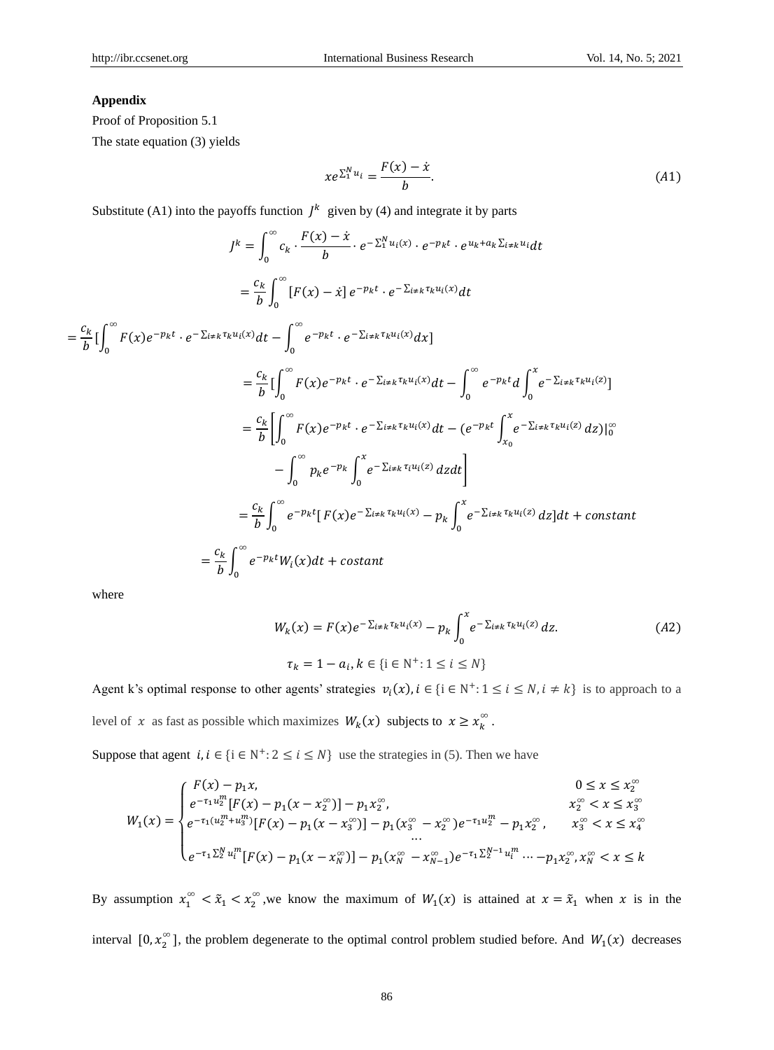**Appendix**

Proof of Proposition 5.1

The state equation (3) yields

$$xe^{\sum_1^N u_i} = \frac{F(x) - \dot{x}}{b}. \tag{A1}$$

Substitute (A1) into the payoffs function $J^k$ given by (4) and integrate it by parts

$$J^k = \int_0^\infty c_k \cdot \frac{F(x) - \dot{x}}{b} \cdot e^{-\sum_1^N u_i(x)} \cdot e^{-p_k t} \cdot e^{u_k + a_k \sum_{i \neq k} u_i} dt$$

$$= \frac{c_k}{b} \int_0^\infty [F(x) - \dot{x}]\, e^{-p_k t} \cdot e^{-\sum_{i \neq k} \tau_k u_i(x)} dt$$

$$= \frac{c_k}{b} [\int_0^\infty F(x) e^{-p_k t} \cdot e^{-\sum_{i \neq k} \tau_k u_i(x)} dt - \int_0^\infty e^{-p_k t} \cdot e^{-\sum_{i \neq k} \tau_k u_i(x)} dx]$$

$$= \frac{c_k}{b} [\int_0^\infty F(x) e^{-p_k t} \cdot e^{-\sum_{i \neq k} \tau_k u_i(x)} dt - \int_0^\infty e^{-p_k t} d \int_0^x e^{-\sum_{i \neq k} \tau_k u_i(z)}]$$

$$= \frac{c_k}{b} \left[ \int_0^\infty F(x) e^{-p_k t} \cdot e^{-\sum_{i \neq k} \tau_k u_i(x)} dt - (e^{-p_k t} \int_{x_0}^x e^{-\sum_{i \neq k} \tau_k u_i(z)} dz)|_0^\infty - \int_0^\infty p_k e^{-p_k} \int_0^x e^{-\sum_{i \neq k} \tau_i u_i(z)} dz dt \right]$$

$$= \frac{c_k}{b} \int_0^\infty e^{-p_k t} [F(x) e^{-\sum_{i \neq k} \tau_k u_i(x)} - p_k \int_0^x e^{-\sum_{i \neq k} \tau_k u_i(z)} dz] dt + constant$$

$$= \frac{c_k}{b} \int_0^\infty e^{-p_k t} W_i(x) dt + costant$$

where

$$W_k(x) = F(x) e^{-\sum_{i \neq k} \tau_k u_i(x)} - p_k \int_0^x e^{-\sum_{i \neq k} \tau_k u_i(z)} dz. \tag{A2}$$

$$\tau_k = 1 - a_i, k \in \{i \in \mathrm{N}^+ : 1 \leq i \leq N\}$$

Agent k's optimal response to other agents' strategies $v_i(x), i \in \{i \in \mathrm{N}^+ : 1 \leq i \leq N, i \neq k\}$ is to approach to a level of $x$ as fast as possible which maximizes $W_k(x)$ subjects to $x \geq x_k^\infty$.

Suppose that agent $i, i \in \{i \in \mathrm{N}^+ : 2 \leq i \leq N\}$ use the strategies in (5). Then we have

$$W_1(x) = \begin{cases} F(x) - p_1 x, & 0 \leq x \leq x_2^\infty \\ e^{-\tau_1 u_2^m}[F(x) - p_1(x - x_2^\infty)] - p_1 x_2^\infty, & x_2^\infty < x \leq x_3^\infty \\ e^{-\tau_1 (u_2^m + u_3^m)}[F(x) - p_1(x - x_3^\infty)] - p_1(x_3^\infty - x_2^\infty) e^{-\tau_1 u_2^m} - p_1 x_2^\infty, & x_3^\infty < x \leq x_4^\infty \\ \cdots & \\ e^{-\tau_1 \sum_2^N u_i^m}[F(x) - p_1(x - x_N^\infty)] - p_1(x_N^\infty - x_{N-1}^\infty) e^{-\tau_1 \sum_2^{N-1} u_i^m} \cdots - p_1 x_2^\infty, & x_N^\infty < x \leq k \end{cases}$$

By assumption $x_1^\infty < \tilde{x}_1 < x_2^\infty$, we know the maximum of $W_1(x)$ is attained at $x = \tilde{x}_1$ when $x$ is in the interval $[0, x_2^\infty]$, the problem degenerate to the optimal control problem studied before. And $W_1(x)$ decreases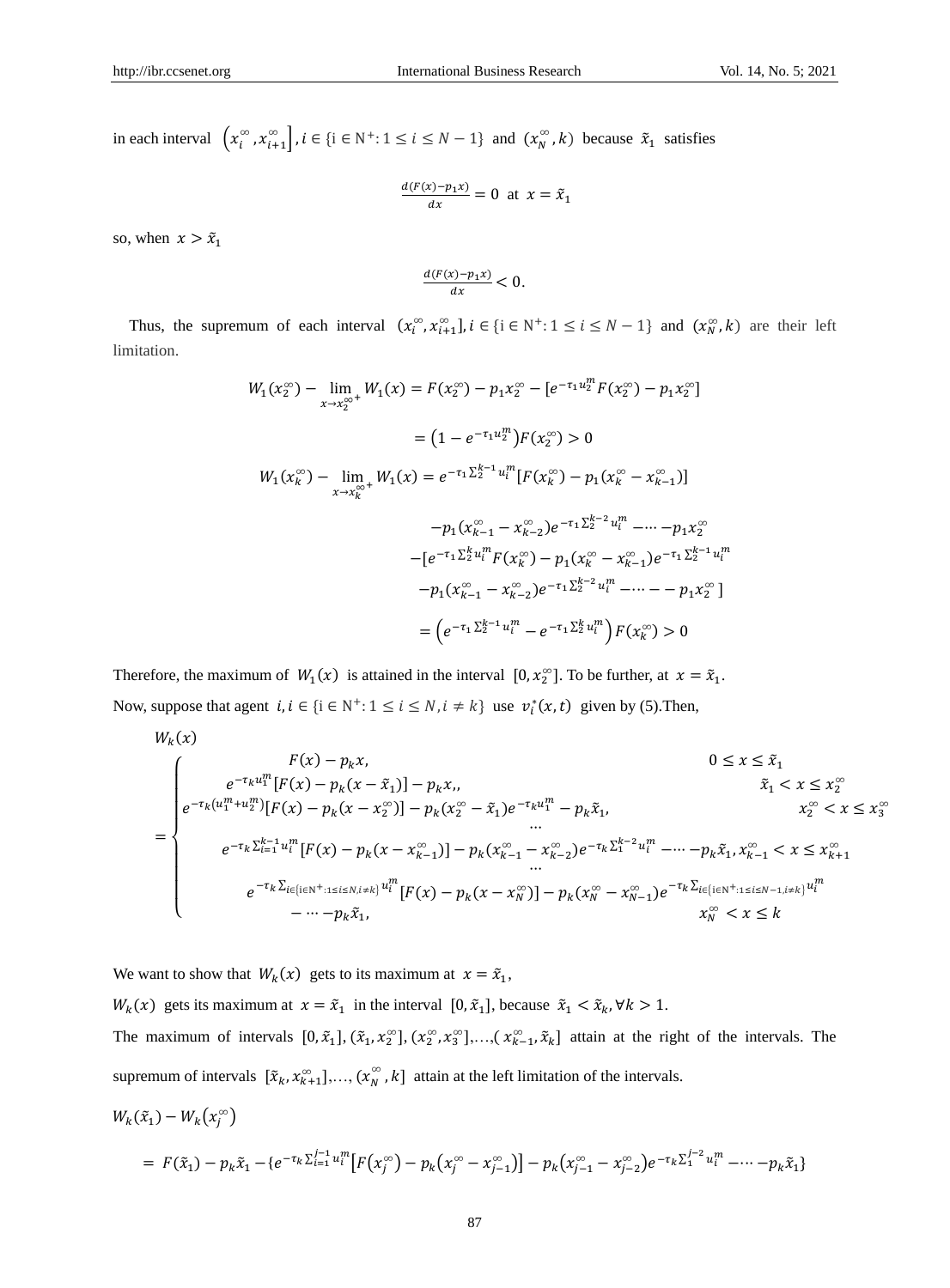in each interval $\left(x_i^{\infty}, x_{i+1}^{\infty}\right], i \in \{i \in \mathrm{N}^+ : 1 \le i \le N-1\}$ and $(x_N^{\infty}, k)$ because $\tilde{x}_1$ satisfies

$$\frac{d(F(x)-p_1 x)}{dx} = 0 \text{ at } x = \tilde{x}_1$$

so, when $x > \tilde{x}_1$

$$\frac{d(F(x)-p_1 x)}{dx} < 0.$$

Thus, the supremum of each interval $(x_i^{\infty}, x_{i+1}^{\infty}], i \in \{i \in \mathrm{N}^+ : 1 \le i \le N-1\}$ and $(x_N^{\infty}, k)$ are their left limitation.

$$W_1(x_2^{\infty}) - \lim_{x \to x_2^{\infty +}} W_1(x) = F(x_2^{\infty}) - p_1 x_2^{\infty} - [e^{-\tau_1 u_2^m} F(x_2^{\infty}) - p_1 x_2^{\infty}]$$

$$= \left(1 - e^{-\tau_1 u_2^m}\right) F(x_2^{\infty}) > 0$$

$$W_1(x_k^{\infty}) - \lim_{x \to x_k^{\infty +}} W_1(x) = e^{-\tau_1 \sum_2^{k-1} u_i^m}[F(x_k^{\infty}) - p_1(x_k^{\infty} - x_{k-1}^{\infty})]$$

$$-p_1(x_{k-1}^{\infty} - x_{k-2}^{\infty}) e^{-\tau_1 \sum_2^{k-2} u_i^m} - \cdots - p_1 x_2^{\infty}$$

$$-[e^{-\tau_1 \sum_2^{k} u_i^m} F(x_k^{\infty}) - p_1(x_k^{\infty} - x_{k-1}^{\infty}) e^{-\tau_1 \sum_2^{k-1} u_i^m}$$

$$-p_1(x_{k-1}^{\infty} - x_{k-2}^{\infty}) e^{-\tau_1 \sum_2^{k-2} u_i^m} - \cdots - - p_1 x_2^{\infty}]$$

$$= \left(e^{-\tau_1 \sum_2^{k-1} u_i^m} - e^{-\tau_1 \sum_2^{k} u_i^m}\right) F(x_k^{\infty}) > 0$$

Therefore, the maximum of $W_1(x)$ is attained in the interval $[0, x_2^{\infty}]$. To be further, at $x = \tilde{x}_1$.

Now, suppose that agent $i, i \in \{i \in \mathrm{N}^+ : 1 \le i \le N, i \ne k\}$ use $v_i^*(x,t)$ given by (5).Then,

$$W_k(x) = \begin{cases} F(x) - p_k x, & 0 \le x \le \tilde{x}_1 \\ e^{-\tau_k u_1^m}[F(x) - p_k(x - \tilde{x}_1)] - p_k x,, & \tilde{x}_1 < x \le x_2^{\infty} \\ e^{-\tau_k (u_1^m + u_2^m)}[F(x) - p_k(x - x_2^{\infty})] - p_k(x_2^{\infty} - \tilde{x}_1) e^{-\tau_k u_1^m} - p_k \tilde{x}_1, & x_2^{\infty} < x \le x_3^{\infty} \\ \cdots & \\ e^{-\tau_k \sum_{i=1}^{k-1} u_i^m}[F(x) - p_k(x - x_{k-1}^{\infty})] - p_k(x_{k-1}^{\infty} - x_{k-2}^{\infty}) e^{-\tau_k \sum_1^{k-2} u_i^m} - \cdots - p_k \tilde{x}_1, & x_{k-1}^{\infty} < x \le x_{k+1}^{\infty} \\ \cdots & \\ e^{-\tau_k \sum_{i \in \{i \in \mathrm{N}^+ : 1 \le i \le N, i \ne k\}} u_i^m}[F(x) - p_k(x - x_N^{\infty})] - p_k(x_N^{\infty} - x_{N-1}^{\infty}) e^{-\tau_k \sum_{i \in \{i \in \mathrm{N}^+ : 1 \le i \le N-1, i \ne k\}} u_i^m} & \\ - \cdots - p_k \tilde{x}_1, & x_N^{\infty} < x \le k \end{cases}$$

We want to show that $W_k(x)$ gets to its maximum at $x = \tilde{x}_1$,

$W_k(x)$ gets its maximum at $x = \tilde{x}_1$ in the interval $[0, \tilde{x}_1]$, because $\tilde{x}_1 < \tilde{x}_k, \forall k > 1$.

The maximum of intervals $[0, \tilde{x}_1], (\tilde{x}_1, x_2^{\infty}], (x_2^{\infty}, x_3^{\infty}], \ldots, (x_{k-1}^{\infty}, \tilde{x}_k]$ attain at the right of the intervals. The supremum of intervals $[\tilde{x}_k, x_{k+1}^{\infty}], \ldots, (x_N^{\infty}, k]$ attain at the left limitation of the intervals.

$W_k(\tilde{x}_1) - W_k\left(x_j^{\infty}\right)$

$$= F(\tilde{x}_1) - p_k \tilde{x}_1 - \{e^{-\tau_k \sum_{i=1}^{j-1} u_i^m}\left[F\left(x_j^{\infty}\right) - p_k\left(x_j^{\infty} - x_{j-1}^{\infty}\right)\right] - p_k\left(x_{j-1}^{\infty} - x_{j-2}^{\infty}\right) e^{-\tau_k \sum_1^{j-2} u_i^m} - \cdots - p_k \tilde{x}_1\}$$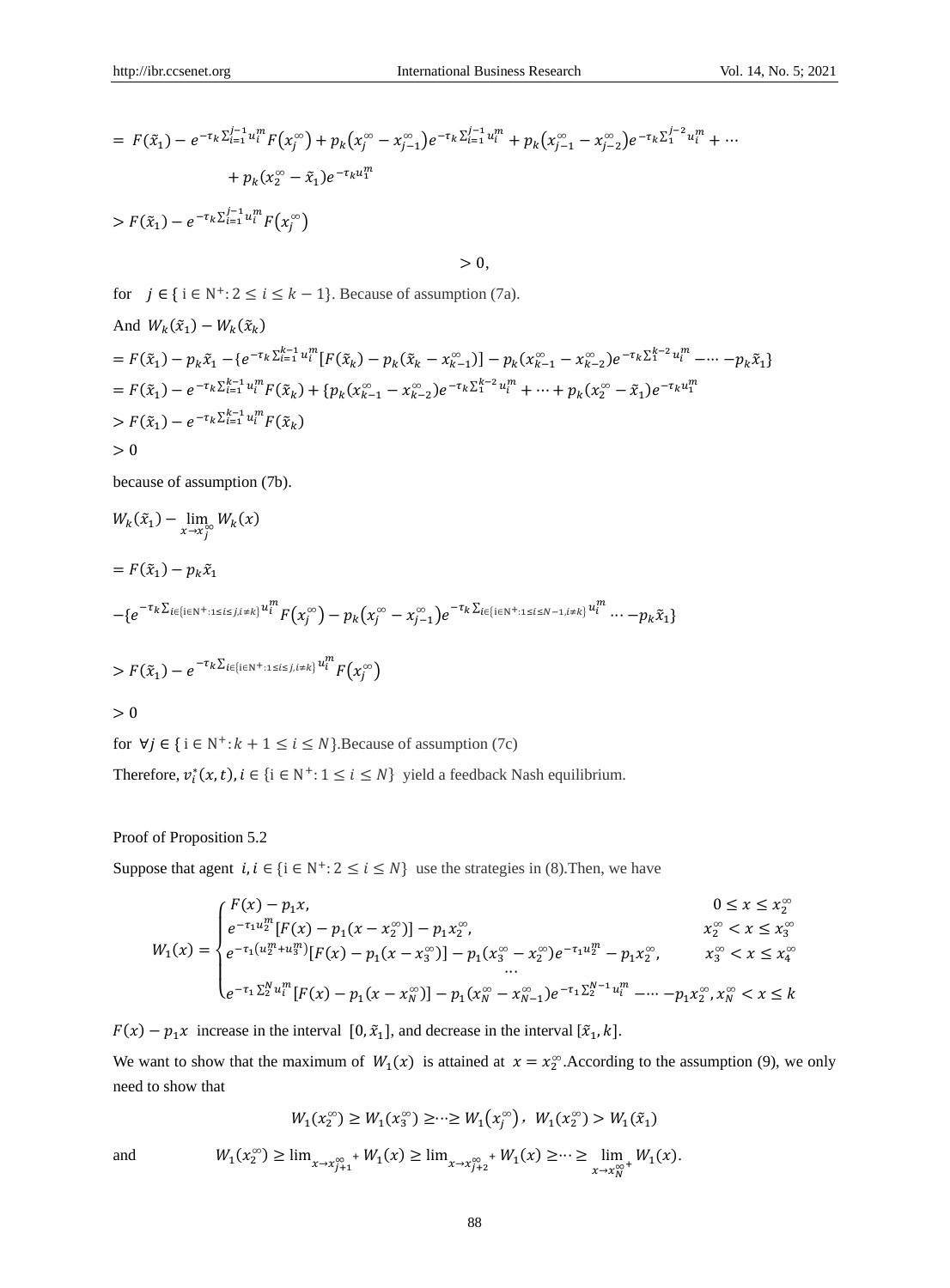$$= F(\tilde{x}_1) - e^{-\tau_k \sum_{i=1}^{j-1} u_i^m} F(x_j^\infty) + p_k(x_j^\infty - x_{j-1}^\infty) e^{-\tau_k \sum_{i=1}^{j-1} u_i^m} + p_k(x_{j-1}^\infty - x_{j-2}^\infty) e^{-\tau_k \sum_1^{j-2} u_i^m} + \cdots$$

$$+ p_k(x_2^\infty - \tilde{x}_1) e^{-\tau_k u_1^m}$$

$$> F(\tilde{x}_1) - e^{-\tau_k \sum_{i=1}^{j-1} u_i^m} F(x_j^\infty)$$

$$> 0,$$

for $j \in \{ i \in N^+ : 2 \le i \le k-1\}$. Because of assumption (7a).

And $W_k(\tilde{x}_1) - W_k(\tilde{x}_k)$

$$= F(\tilde{x}_1) - p_k \tilde{x}_1 - \{e^{-\tau_k \sum_{i=1}^{k-1} u_i^m}[F(\tilde{x}_k) - p_k(\tilde{x}_k - x_{k-1}^\infty)] - p_k(x_{k-1}^\infty - x_{k-2}^\infty) e^{-\tau_k \sum_1^{k-2} u_i^m} - \cdots - p_k \tilde{x}_1\}$$

$$= F(\tilde{x}_1) - e^{-\tau_k \sum_{i=1}^{k-1} u_i^m} F(\tilde{x}_k) + \{p_k(x_{k-1}^\infty - x_{k-2}^\infty) e^{-\tau_k \sum_1^{k-2} u_i^m} + \cdots + p_k(x_2^\infty - \tilde{x}_1) e^{-\tau_k u_1^m}$$

$$> F(\tilde{x}_1) - e^{-\tau_k \sum_{i=1}^{k-1} u_i^m} F(\tilde{x}_k)$$

$$> 0$$

because of assumption (7b).

$$W_k(\tilde{x}_1) - \lim_{x \to x_j^\infty} W_k(x)$$

$$= F(\tilde{x}_1) - p_k \tilde{x}_1$$

$$-\{e^{-\tau_k \sum_{i \in \{i \in N^+ : 1 \le i \le j, i \ne k\}} u_i^m} F(x_j^\infty) - p_k(x_j^\infty - x_{j-1}^\infty) e^{-\tau_k \sum_{i \in \{i \in N^+ : 1 \le i \le N-1, i \ne k\}} u_i^m} \cdots - p_k \tilde{x}_1\}$$

$$> F(\tilde{x}_1) - e^{-\tau_k \sum_{i \in \{i \in N^+ : 1 \le i \le j, i \ne k\}} u_i^m} F(x_j^\infty)$$

$$> 0$$

for $\forall j \in \{ i \in N^+ : k+1 \le i \le N\}$.Because of assumption (7c)

Therefore, $v_i^*(x,t), i \in \{i \in N^+ : 1 \le i \le N\}$ yield a feedback Nash equilibrium.

Proof of Proposition 5.2

Suppose that agent $i, i \in \{i \in N^+ : 2 \le i \le N\}$ use the strategies in (8).Then, we have

$$W_1(x) = \begin{cases} F(x) - p_1 x, & 0 \le x \le x_2^\infty \\ e^{-\tau_1 u_2^m}[F(x) - p_1(x - x_2^\infty)] - p_1 x_2^\infty, & x_2^\infty < x \le x_3^\infty \\ e^{-\tau_1 (u_2^m + u_3^m)}[F(x) - p_1(x - x_3^\infty)] - p_1(x_3^\infty - x_2^\infty) e^{-\tau_1 u_2^m} - p_1 x_2^\infty, & x_3^\infty < x \le x_4^\infty \\ \cdots & \\ e^{-\tau_1 \sum_2^N u_i^m}[F(x) - p_1(x - x_N^\infty)] - p_1(x_N^\infty - x_{N-1}^\infty) e^{-\tau_1 \sum_2^{N-1} u_i^m} - \cdots - p_1 x_2^\infty, & x_N^\infty < x \le k \end{cases}$$

$F(x) - p_1 x$ increase in the interval $[0, \tilde{x}_1]$, and decrease in the interval $[\tilde{x}_1, k]$.

We want to show that the maximum of $W_1(x)$ is attained at $x = x_2^\infty$.According to the assumption (9), we only need to show that

$$W_1(x_2^\infty) \ge W_1(x_3^\infty) \ge \cdots \ge W_1(x_j^\infty), \; W_1(x_2^\infty) > W_1(\tilde{x}_1)$$

and
$$W_1(x_2^\infty) \ge \lim_{x \to x_{j+1}^{\infty +}} W_1(x) \ge \lim_{x \to x_{j+2}^{\infty +}} W_1(x) \ge \cdots \ge \lim_{x \to x_N^{\infty +}} W_1(x).$$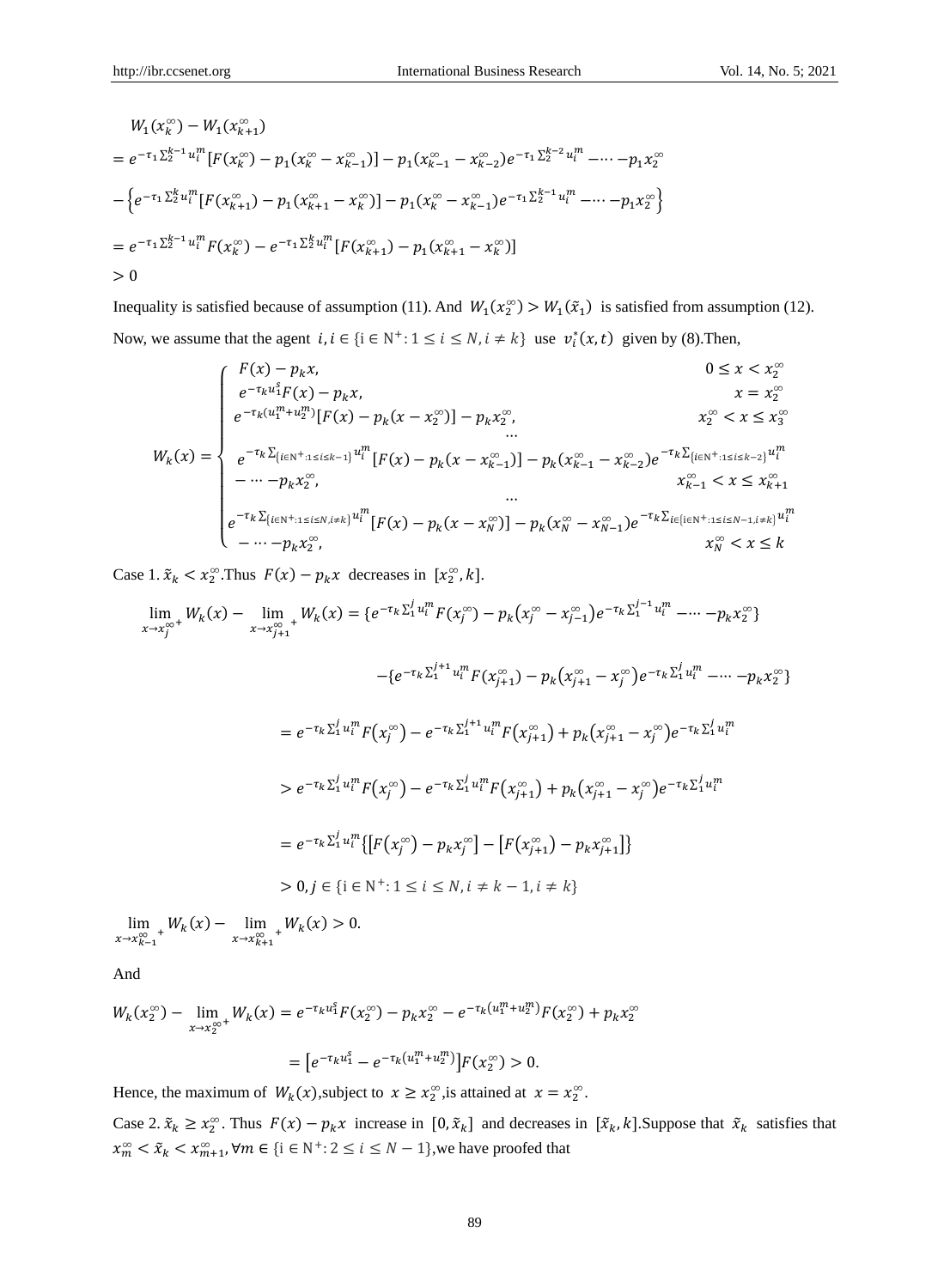$$
\begin{aligned}
& W_1(x_k^\infty) - W_1(x_{k+1}^\infty) \\
&= e^{-\tau_1 \sum_2^{k-1} u_i^m}[F(x_k^\infty) - p_1(x_k^\infty - x_{k-1}^\infty)] - p_1(x_{k-1}^\infty - x_{k-2}^\infty)e^{-\tau_1 \sum_2^{k-2} u_i^m} - \cdots - p_1 x_2^\infty \\
&- \left\{ e^{-\tau_1 \sum_2^{k} u_i^m}[F(x_{k+1}^\infty) - p_1(x_{k+1}^\infty - x_k^\infty)] - p_1(x_k^\infty - x_{k-1}^\infty)e^{-\tau_1 \sum_2^{k-1} u_i^m} - \cdots - p_1 x_2^\infty \right\} \\
&= e^{-\tau_1 \sum_2^{k-1} u_i^m} F(x_k^\infty) - e^{-\tau_1 \sum_2^{k} u_i^m}[F(x_{k+1}^\infty) - p_1(x_{k+1}^\infty - x_k^\infty)] \\
&> 0
\end{aligned}
$$

Inequality is satisfied because of assumption (11). And $W_1(x_2^\infty) > W_1(\tilde{x}_1)$ is satisfied from assumption (12).

Now, we assume that the agent $i, i \in \{\mathrm{i} \in \mathrm{N}^+ : 1 \le i \le N, i \ne k\}$ use $v_i^*(x,t)$ given by (8).Then,

$$
W_k(x) = \begin{cases}
F(x) - p_k x, & 0 \le x < x_2^\infty \\
e^{-\tau_k u_1^s} F(x) - p_k x, & x = x_2^\infty \\
e^{-\tau_k (u_1^m + u_2^m)}[F(x) - p_k(x - x_2^\infty)] - p_k x_2^\infty, & x_2^\infty < x \le x_3^\infty \\
\cdots & \\
e^{-\tau_k \sum_{\{i \in \mathrm{N}^+ : 1 \le i \le k-1\}} u_i^m}[F(x) - p_k(x - x_{k-1}^\infty)] - p_k(x_{k-1}^\infty - x_{k-2}^\infty)e^{-\tau_k \sum_{\{i \in \mathrm{N}^+ : 1 \le i \le k-2\}} u_i^m} & \\
- \cdots - p_k x_2^\infty, & x_{k-1}^\infty < x \le x_{k+1}^\infty \\
\cdots & \\
e^{-\tau_k \sum_{\{i \in \mathrm{N}^+ : 1 \le i \le N, i \ne k\}} u_i^m}[F(x) - p_k(x - x_N^\infty)] - p_k(x_N^\infty - x_{N-1}^\infty)e^{-\tau_k \sum_{i \in \{\mathrm{i} \in \mathrm{N}^+ : 1 \le i \le N-1, i \ne k\}} u_i^m} & \\
- \cdots - p_k x_2^\infty, & x_N^\infty < x \le k
\end{cases}
$$

Case 1. $\tilde{x}_k < x_2^\infty$.Thus $F(x) - p_k x$ decreases in $[x_2^\infty, k]$.

$$
\begin{aligned}
\lim_{x \to x_j^{\infty +}} W_k(x) - \lim_{x \to x_{j+1}^{\infty +}} W_k(x) &= \{e^{-\tau_k \sum_1^j u_i^m} F(x_j^\infty) - p_k(x_j^\infty - x_{j-1}^\infty)e^{-\tau_k \sum_1^{j-1} u_i^m} - \cdots - p_k x_2^\infty\} \\
&\quad - \{e^{-\tau_k \sum_1^{j+1} u_i^m} F(x_{j+1}^\infty) - p_k(x_{j+1}^\infty - x_j^\infty)e^{-\tau_k \sum_1^{j} u_i^m} - \cdots - p_k x_2^\infty\} \\
&= e^{-\tau_k \sum_1^j u_i^m} F(x_j^\infty) - e^{-\tau_k \sum_1^{j+1} u_i^m} F(x_{j+1}^\infty) + p_k(x_{j+1}^\infty - x_j^\infty)e^{-\tau_k \sum_1^j u_i^m} \\
&> e^{-\tau_k \sum_1^j u_i^m} F(x_j^\infty) - e^{-\tau_k \sum_1^{j} u_i^m} F(x_{j+1}^\infty) + p_k(x_{j+1}^\infty - x_j^\infty)e^{-\tau_k \sum_1^j u_i^m} \\
&= e^{-\tau_k \sum_1^j u_i^m}\{[F(x_j^\infty) - p_k x_j^\infty] - [F(x_{j+1}^\infty) - p_k x_{j+1}^\infty]\} \\
&> 0, j \in \{\mathrm{i} \in \mathrm{N}^+ : 1 \le i \le N, i \ne k-1, i \ne k\}
\end{aligned}
$$

$$
\lim_{x \to x_{k-1}^{\infty +}} W_k(x) - \lim_{x \to x_{k+1}^{\infty +}} W_k(x) > 0.
$$

And

$$
\begin{aligned}
W_k(x_2^\infty) - \lim_{x \to x_2^{\infty +}} W_k(x) &= e^{-\tau_k u_1^s} F(x_2^\infty) - p_k x_2^\infty - e^{-\tau_k (u_1^m + u_2^m)} F(x_2^\infty) + p_k x_2^\infty \\
&= [e^{-\tau_k u_1^s} - e^{-\tau_k (u_1^m + u_2^m)}] F(x_2^\infty) > 0.
\end{aligned}
$$

Hence, the maximum of $W_k(x)$,subject to $x \ge x_2^\infty$,is attained at $x = x_2^\infty$.

Case 2. $\tilde{x}_k \ge x_2^\infty$. Thus $F(x) - p_k x$ increase in $[0, \tilde{x}_k]$ and decreases in $[\tilde{x}_k, k]$.Suppose that $\tilde{x}_k$ satisfies that $x_m^\infty < \tilde{x}_k < x_{m+1}^\infty, \forall m \in \{\mathrm{i} \in \mathrm{N}^+ : 2 \le i \le N-1\}$,we have proofed that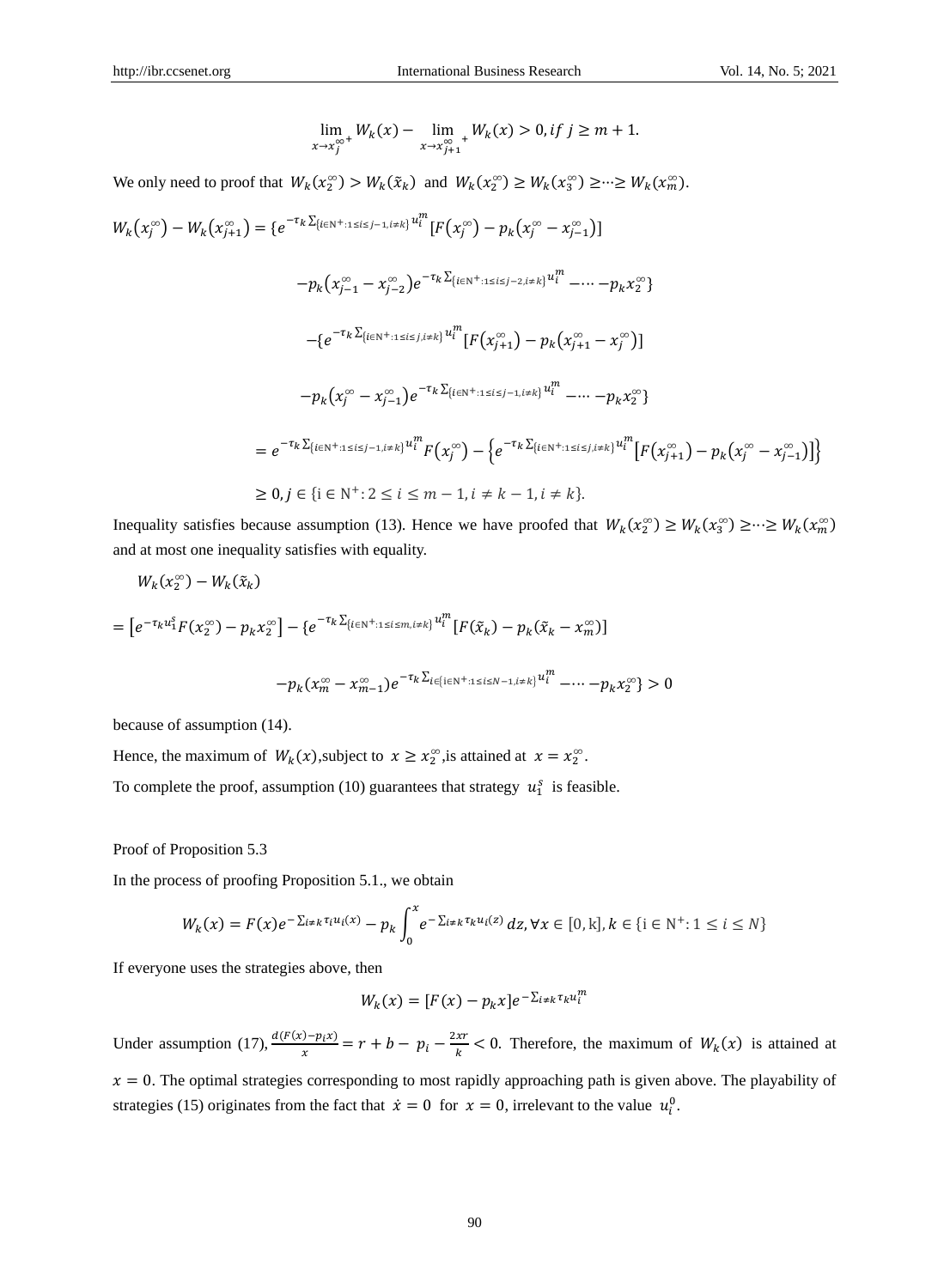$$\lim_{x \to x_j^{\infty +}} W_k(x) - \lim_{x \to x_{j+1}^{\infty +}} W_k(x) > 0, if\ j \geq m+1.$$

We only need to proof that $W_k(x_2^\infty) > W_k(\tilde{x}_k)$ and $W_k(x_2^\infty) \geq W_k(x_3^\infty) \geq \cdots \geq W_k(x_m^\infty)$.

$$W_k(x_j^\infty) - W_k(x_{j+1}^\infty) = \{e^{-\tau_k \sum_{\{i \in \mathrm{N}^+: 1 \leq i \leq j-1, i \neq k\}} u_i^m}[F(x_j^\infty) - p_k(x_j^\infty - x_{j-1}^\infty)]$$

$$-p_k(x_{j-1}^\infty - x_{j-2}^\infty)e^{-\tau_k \sum_{\{i \in \mathrm{N}^+: 1 \leq i \leq j-2, i \neq k\}} u_i^m} - \cdots - p_k x_2^\infty\}$$

$$-\{e^{-\tau_k \sum_{\{i \in \mathrm{N}^+: 1 \leq i \leq j, i \neq k\}} u_i^m}[F(x_{j+1}^\infty) - p_k(x_{j+1}^\infty - x_j^\infty)]$$

$$-p_k(x_j^\infty - x_{j-1}^\infty)e^{-\tau_k \sum_{\{i \in \mathrm{N}^+: 1 \leq i \leq j-1, i \neq k\}} u_i^m} - \cdots - p_k x_2^\infty\}$$

$$= e^{-\tau_k \sum_{\{i \in \mathrm{N}^+: 1 \leq i \leq j-1, i \neq k\}} u_i^m} F(x_j^\infty) - \left\{e^{-\tau_k \sum_{\{i \in \mathrm{N}^+: 1 \leq i \leq j, i \neq k\}} u_i^m}\left[F(x_{j+1}^\infty) - p_k(x_j^\infty - x_{j-1}^\infty)\right]\right\}$$

$$\geq 0, j \in \{\mathrm{i} \in \mathrm{N}^+: 2 \leq i \leq m-1, i \neq k-1, i \neq k\}.$$

Inequality satisfies because assumption (13). Hence we have proofed that $W_k(x_2^\infty) \geq W_k(x_3^\infty) \geq \cdots \geq W_k(x_m^\infty)$ and at most one inequality satisfies with equality.

$$W_k(x_2^\infty) - W_k(\tilde{x}_k)$$

$$= \left[e^{-\tau_k u_1^s} F(x_2^\infty) - p_k x_2^\infty\right] - \{e^{-\tau_k \sum_{\{i \in \mathrm{N}^+: 1 \leq i \leq m, i \neq k\}} u_i^m}[F(\tilde{x}_k) - p_k(\tilde{x}_k - x_m^\infty)]$$

$$-p_k(x_m^\infty - x_{m-1}^\infty)e^{-\tau_k \sum_{i \in \{\mathrm{i} \in \mathrm{N}^+: 1 \leq i \leq N-1, i \neq k\}} u_i^m} - \cdots - p_k x_2^\infty\} > 0$$

because of assumption (14).

Hence, the maximum of $W_k(x)$, subject to $x \geq x_2^\infty$, is attained at $x = x_2^\infty$.

To complete the proof, assumption (10) guarantees that strategy $u_1^s$ is feasible.

Proof of Proposition 5.3

In the process of proofing Proposition 5.1., we obtain

$$W_k(x) = F(x)e^{-\sum_{i \neq k} \tau_i u_i(x)} - p_k \int_0^x e^{-\sum_{i \neq k} \tau_k u_i(z)} dz, \forall x \in [0, \mathrm{k}], k \in \{\mathrm{i} \in \mathrm{N}^+: 1 \leq i \leq N\}$$

If everyone uses the strategies above, then

$$W_k(x) = [F(x) - p_k x]e^{-\sum_{i \neq k} \tau_k u_i^m}$$

Under assumption (17), $\frac{d(F(x) - p_i x)}{x} = r + b - p_i - \frac{2xr}{k} < 0$. Therefore, the maximum of $W_k(x)$ is attained at $x = 0$. The optimal strategies corresponding to most rapidly approaching path is given above. The playability of strategies (15) originates from the fact that $\dot{x} = 0$ for $x = 0$, irrelevant to the value $u_i^0$.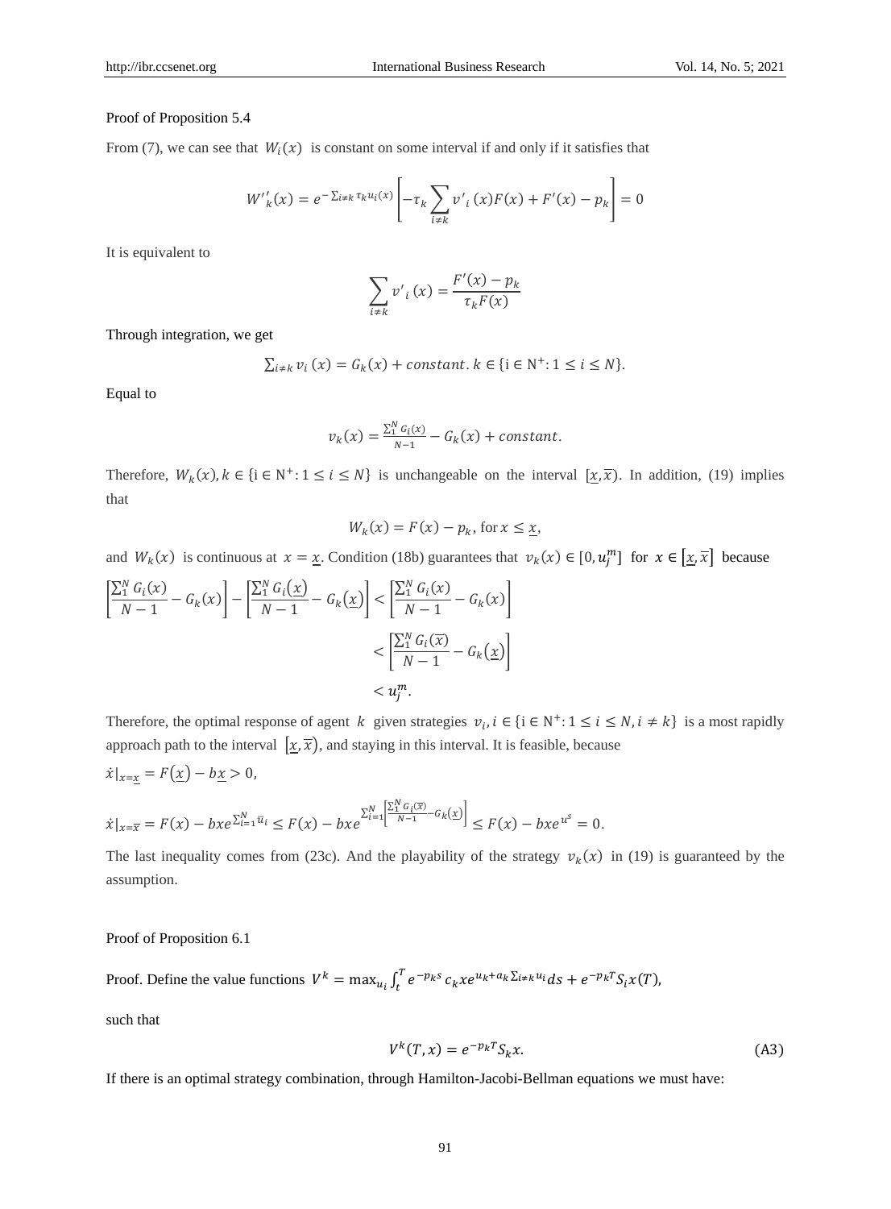Proof of Proposition 5.4

From (7), we can see that $W_i(x)$ is constant on some interval if and only if it satisfies that

$$W'^{\prime}_k(x) = e^{-\sum_{i\neq k}\tau_k u_i(x)}\left[-\tau_k \sum_{i\neq k} v'_i(x)F(x) + F'(x) - p_k\right] = 0$$

It is equivalent to

$$\sum_{i\neq k} v'_i(x) = \frac{F'(x) - p_k}{\tau_k F(x)}$$

Through integration, we get

$$\sum_{i\neq k} v_i(x) = G_k(x) + constant. \; k \in \{\mathrm{i} \in \mathrm{N}^+: 1 \leq i \leq N\}.$$

Equal to

$$v_k(x) = \frac{\sum_1^N G_i(x)}{N-1} - G_k(x) + constant.$$

Therefore, $W_k(x), k \in \{\mathrm{i} \in \mathrm{N}^+: 1 \leq i \leq N\}$ is unchangeable on the interval $[\underline{x}, \overline{x})$. In addition, (19) implies that

$$W_k(x) = F(x) - p_k, \text{ for } x \leq \underline{x},$$

and $W_k(x)$ is continuous at $x = \underline{x}$. Condition (18b) guarantees that $v_k(x) \in [0, u_j^m]$ for $x \in [\underline{x}, \overline{x}]$ because

$$\begin{aligned}
\left[\frac{\sum_1^N G_i(x)}{N-1} - G_k(x)\right] - \left[\frac{\sum_1^N G_i(\underline{x})}{N-1} - G_k(\underline{x})\right] &< \left[\frac{\sum_1^N G_i(x)}{N-1} - G_k(x)\right] \\
&< \left[\frac{\sum_1^N G_i(\overline{x})}{N-1} - G_k(\underline{x})\right] \\
&< u_j^m.
\end{aligned}$$

Therefore, the optimal response of agent $k$ given strategies $v_i, i \in \{\mathrm{i} \in \mathrm{N}^+: 1 \leq i \leq N, i \neq k\}$ is a most rapidly approach path to the interval $[\underline{x}, \overline{x})$, and staying in this interval. It is feasible, because

$$\dot{x}|_{x=\underline{x}} = F(\underline{x}) - b\underline{x} > 0,$$

$$\dot{x}|_{x=\overline{x}} = F(x) - bxe^{\sum_{i=1}^N \overline{u}_i} \leq F(x) - bxe^{\sum_{i=1}^N\left[\frac{\sum_1^N G_i(\overline{x})}{N-1} - G_k(\underline{x})\right]} \leq F(x) - bxe^{u^s} = 0.$$

The last inequality comes from (23c). And the playability of the strategy $v_k(x)$ in (19) is guaranteed by the assumption.

Proof of Proposition 6.1

Proof. Define the value functions $V^k = \max_{u_i}\int_t^T e^{-p_k s} c_k x e^{u_k + a_k \sum_{i\neq k} u_i} ds + e^{-p_k T} S_i x(T)$,

such that

$$V^k(T, x) = e^{-p_k T} S_k x. \tag{A3}$$

If there is an optimal strategy combination, through Hamilton-Jacobi-Bellman equations we must have: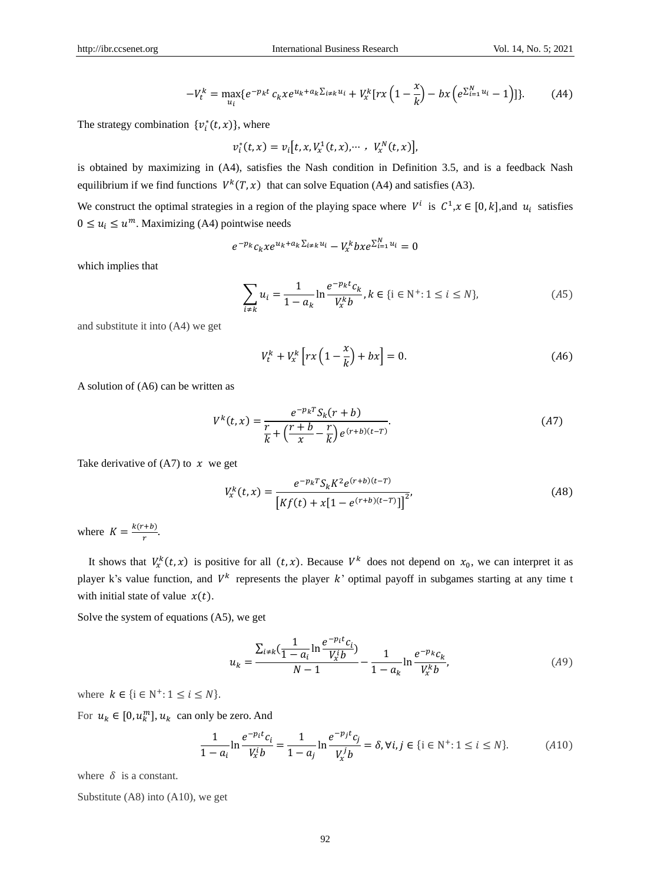$$-V_t^k = \max_{u_i}\{e^{-p_k t}\, c_k x e^{u_k + a_k \sum_{i\neq k} u_i} + V_x^k[rx\left(1-\frac{x}{k}\right) - bx\left(e^{\sum_{i=1}^N u_i} - 1\right)]\}. \qquad (A4)$$

The strategy combination $\{v_i^*(t,x)\}$, where

$$v_i^*(t,x) = v_i\left[t, x, V_x^1(t,x), \cdots, V_x^N(t,x)\right],$$

is obtained by maximizing in (A4), satisfies the Nash condition in Definition 3.5, and is a feedback Nash equilibrium if we find functions $V^k(T,x)$ that can solve Equation (A4) and satisfies (A3).

We construct the optimal strategies in a region of the playing space where $V^i$ is $C^1$, $x \in [0,k]$, and $u_i$ satisfies $0 \le u_i \le u^m$. Maximizing (A4) pointwise needs

$$e^{-p_k} c_k x e^{u_k + a_k \sum_{i\neq k} u_i} - V_x^k b x e^{\sum_{i=1}^N u_i} = 0$$

which implies that

$$\sum_{i\neq k} u_i = \frac{1}{1-a_k} \ln \frac{e^{-p_k t} c_k}{V_x^k b}, k \in \{i \in \mathrm{N}^+ : 1 \le i \le N\}, \qquad (A5)$$

and substitute it into (A4) we get

$$V_t^k + V_x^k\left[rx\left(1-\frac{x}{k}\right) + bx\right] = 0. \qquad (A6)$$

A solution of (A6) can be written as

$$V^k(t,x) = \frac{e^{-p_k T} S_k (r+b)}{\frac{r}{k} + \left(\frac{r+b}{x} - \frac{r}{k}\right) e^{(r+b)(t-T)}}. \qquad (A7)$$

Take derivative of (A7) to $x$ we get

$$V_x^k(t,x) = \frac{e^{-p_k T} S_k K^2 e^{(r+b)(t-T)}}{\left[K f(t) + x[1 - e^{(r+b)(t-T)}]\right]^2}, \qquad (A8)$$

where $K = \frac{k(r+b)}{r}$.

It shows that $V_x^k(t,x)$ is positive for all $(t,x)$. Because $V^k$ does not depend on $x_0$, we can interpret it as player k's value function, and $V^k$ represents the player $k$' optimal payoff in subgames starting at any time t with initial state of value $x(t)$.

Solve the system of equations (A5), we get

$$u_k = \frac{\sum_{i\neq k}\left(\frac{1}{1-a_i} \ln \frac{e^{-p_i t} c_i}{V_x^i b}\right)}{N-1} - \frac{1}{1-a_k} \ln \frac{e^{-p_k} c_k}{V_x^k b}, \qquad (A9)$$

where $k \in \{i \in \mathrm{N}^+ : 1 \le i \le N\}$.

For $u_k \in [0, u_k^m]$, $u_k$ can only be zero. And

$$\frac{1}{1-a_i} \ln \frac{e^{-p_i t} c_i}{V_x^i b} = \frac{1}{1-a_j} \ln \frac{e^{-p_j t} c_j}{V_x^j b} = \delta, \forall i,j \in \{i \in \mathrm{N}^+ : 1 \le i \le N\}. \qquad (A10)$$

where $\delta$ is a constant.

Substitute (A8) into (A10), we get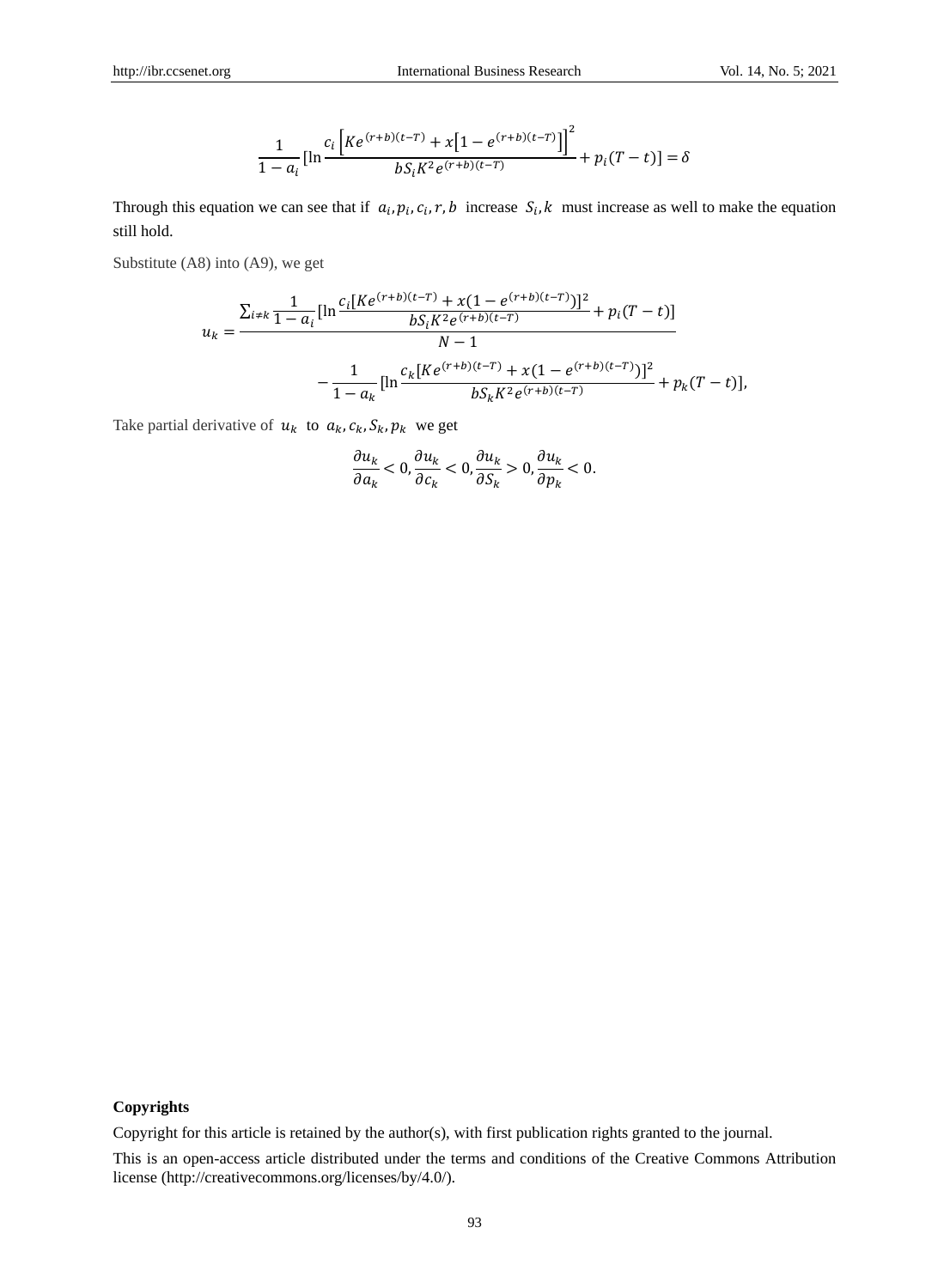$$\frac{1}{1-a_i}[\ln\frac{c_i\left[Ke^{(r+b)(t-T)}+x\left[1-e^{(r+b)(t-T)}\right]\right]^2}{bS_iK^2e^{(r+b)(t-T)}}+p_i(T-t)]=\delta$$

Through this equation we can see that if $a_i, p_i, c_i, r, b$ increase $S_i, k$ must increase as well to make the equation still hold.

Substitute (A8) into (A9), we get

$$u_k=\frac{\sum_{i\neq k}\frac{1}{1-a_i}[\ln\frac{c_i[Ke^{(r+b)(t-T)}+x(1-e^{(r+b)(t-T)})]^2}{bS_iK^2e^{(r+b)(t-T)}}+p_i(T-t)]}{N-1}$$
$$-\frac{1}{1-a_k}[\ln\frac{c_k[Ke^{(r+b)(t-T)}+x(1-e^{(r+b)(t-T)})]^2}{bS_kK^2e^{(r+b)(t-T)}}+p_k(T-t)],$$

Take partial derivative of $u_k$ to $a_k, c_k, S_k, p_k$ we get

$$\frac{\partial u_k}{\partial a_k}<0,\frac{\partial u_k}{\partial c_k}<0,\frac{\partial u_k}{\partial S_k}>0,\frac{\partial u_k}{\partial p_k}<0.$$

**Copyrights**

Copyright for this article is retained by the author(s), with first publication rights granted to the journal.

This is an open-access article distributed under the terms and conditions of the Creative Commons Attribution license (http://creativecommons.org/licenses/by/4.0/).